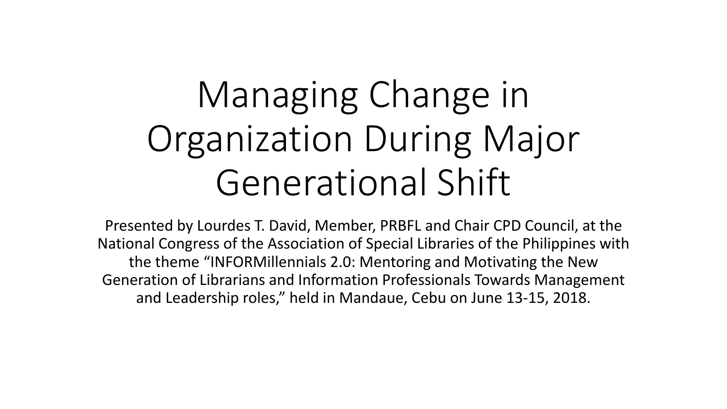# Managing Change in Organization During Major Generational Shift

Presented by Lourdes T. David, Member, PRBFL and Chair CPD Council, at the National Congress of the Association of Special Libraries of the Philippines with the theme "INFORMillennials 2.0: Mentoring and Motivating the New Generation of Librarians and Information Professionals Towards Management and Leadership roles," held in Mandaue, Cebu on June 13-15, 2018.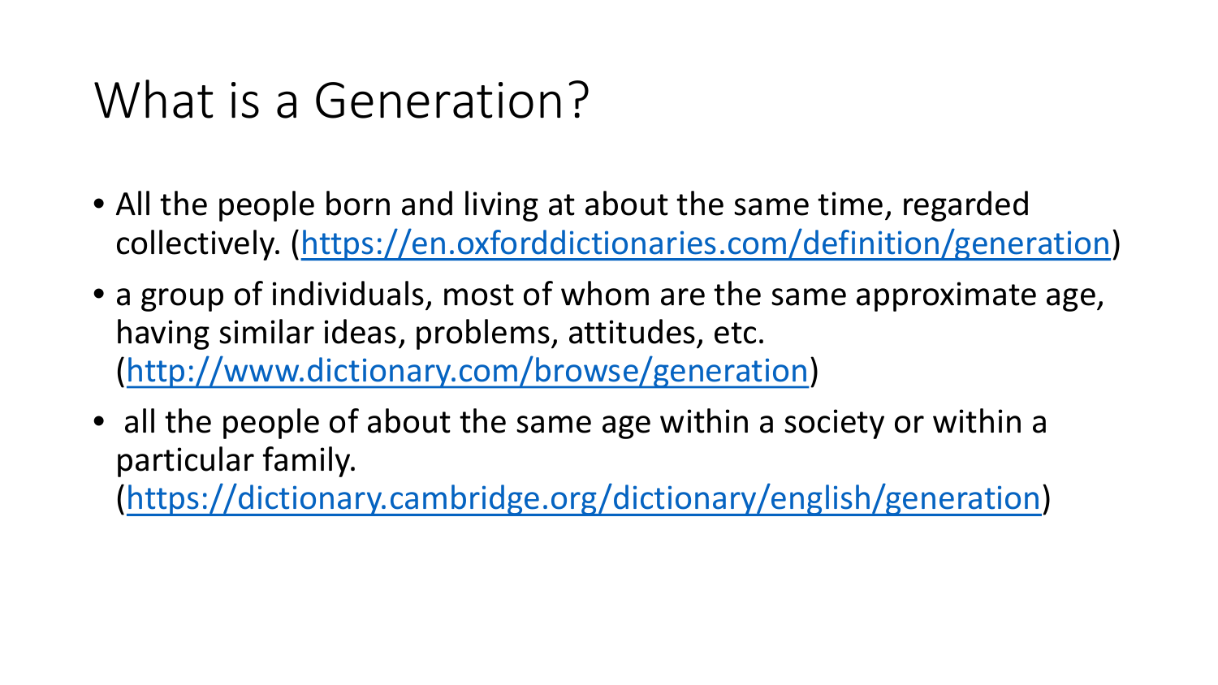# What is a Generation?

- All the people born and living at about the same time, regarded collectively. ([https://en.oxforddictionaries.com/definition/generation](https://en.oxforddictionaries.com/definition/generation))
- a group of individuals, most of whom are the same approximate age, having similar ideas, problems, attitudes, etc. ([http://www.dictionary.com/browse/generation](http://www.dictionary.com/browse/generation))
- all the people of about the same age within a society or within a particular family. ([https://dictionary.cambridge.org/dictionary/english/generation](https://dictionary.cambridge.org/dictionary/english/generation))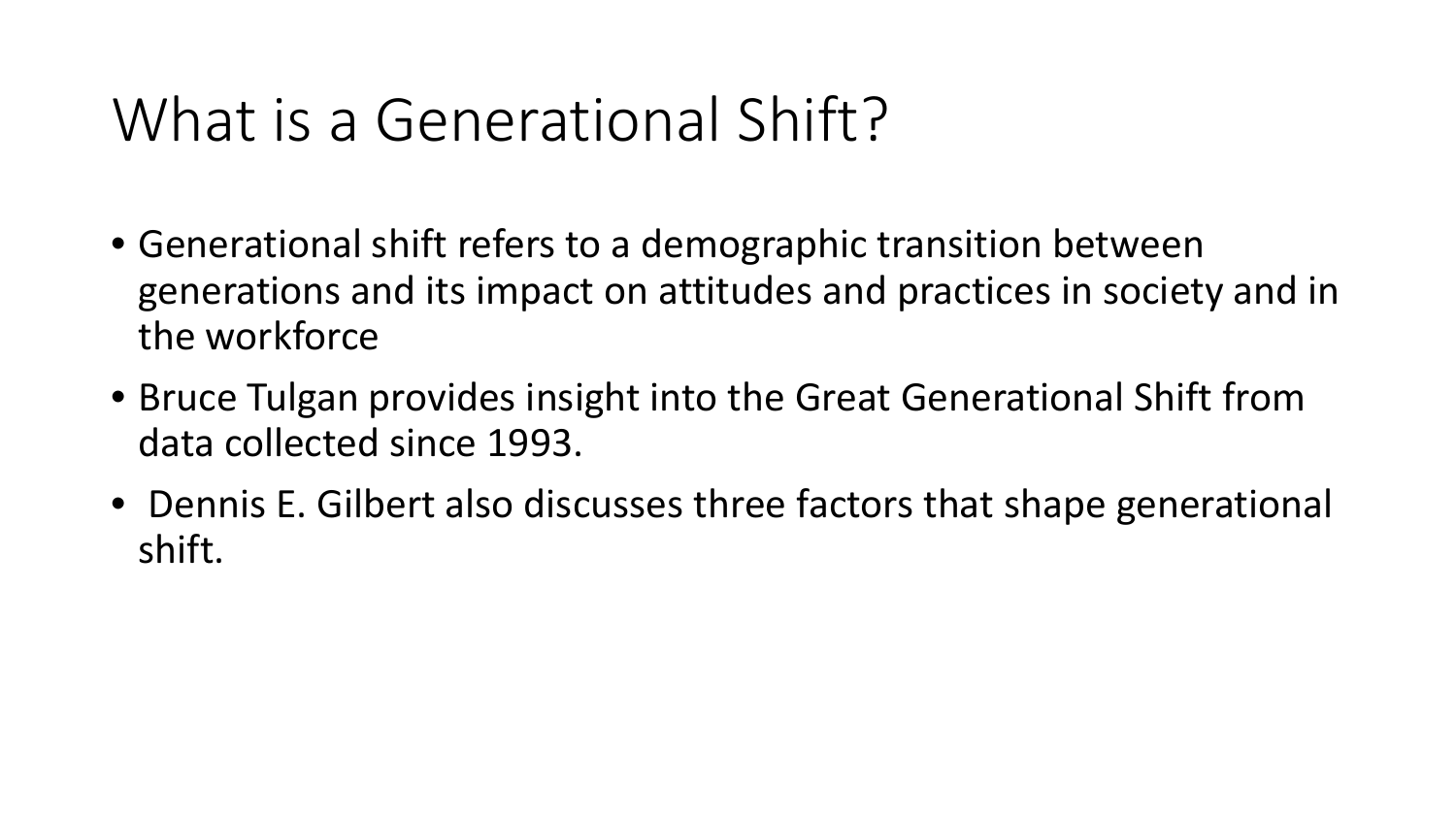# What is a Generational Shift?

- Generational shift refers to a demographic transition between generations and its impact on attitudes and practices in society and in the workforce
- Bruce Tulgan provides insight into the Great Generational Shift from data collected since 1993.
- Dennis E. Gilbert also discusses three factors that shape generational shift.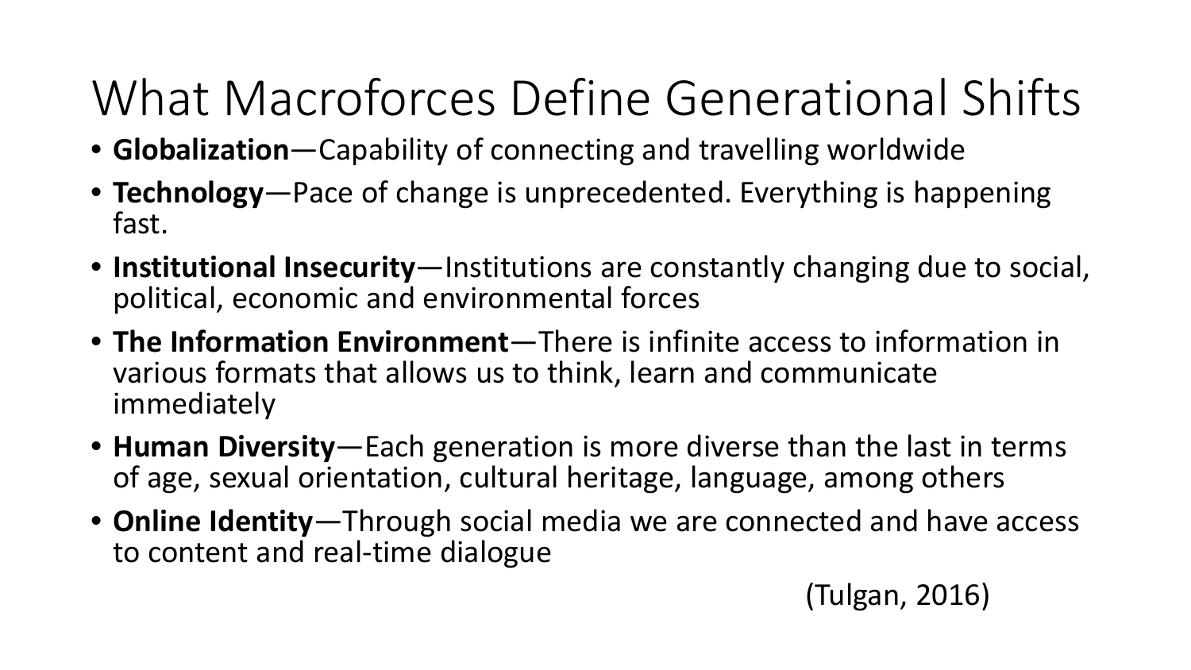# What Macroforces Define Generational Shifts

- **Globalization**—Capability of connecting and travelling worldwide
- **Technology**—Pace of change is unprecedented. Everything is happening fast.
- **Institutional Insecurity**—Institutions are constantly changing due to social, political, economic and environmental forces
- **The Information Environment**—There is infinite access to information in various formats that allows us to think, learn and communicate immediately
- **Human Diversity**—Each generation is more diverse than the last in terms of age, sexual orientation, cultural heritage, language, among others
- **Online Identity**—Through social media we are connected and have access to content and real-time dialogue

(Tulgan, 2016)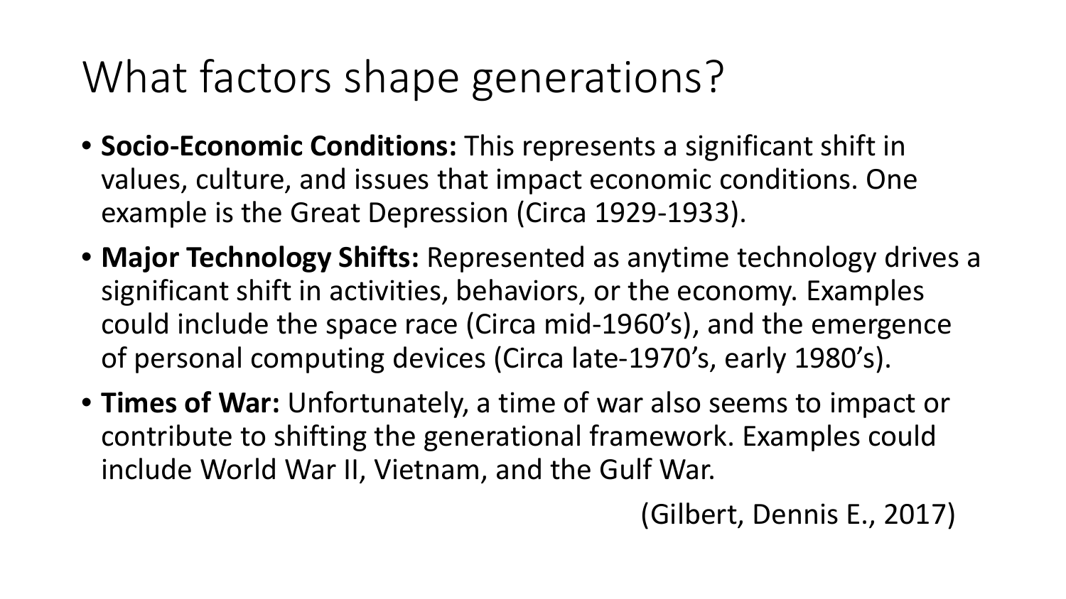# What factors shape generations?

- **Socio-Economic Conditions:** This represents a significant shift in values, culture, and issues that impact economic conditions. One example is the Great Depression (Circa 1929-1933).
- **Major Technology Shifts:** Represented as anytime technology drives a significant shift in activities, behaviors, or the economy. Examples could include the space race (Circa mid-1960's), and the emergence of personal computing devices (Circa late-1970's, early 1980's).
- **Times of War:** Unfortunately, a time of war also seems to impact or contribute to shifting the generational framework. Examples could include World War II, Vietnam, and the Gulf War.

(Gilbert, Dennis E., 2017)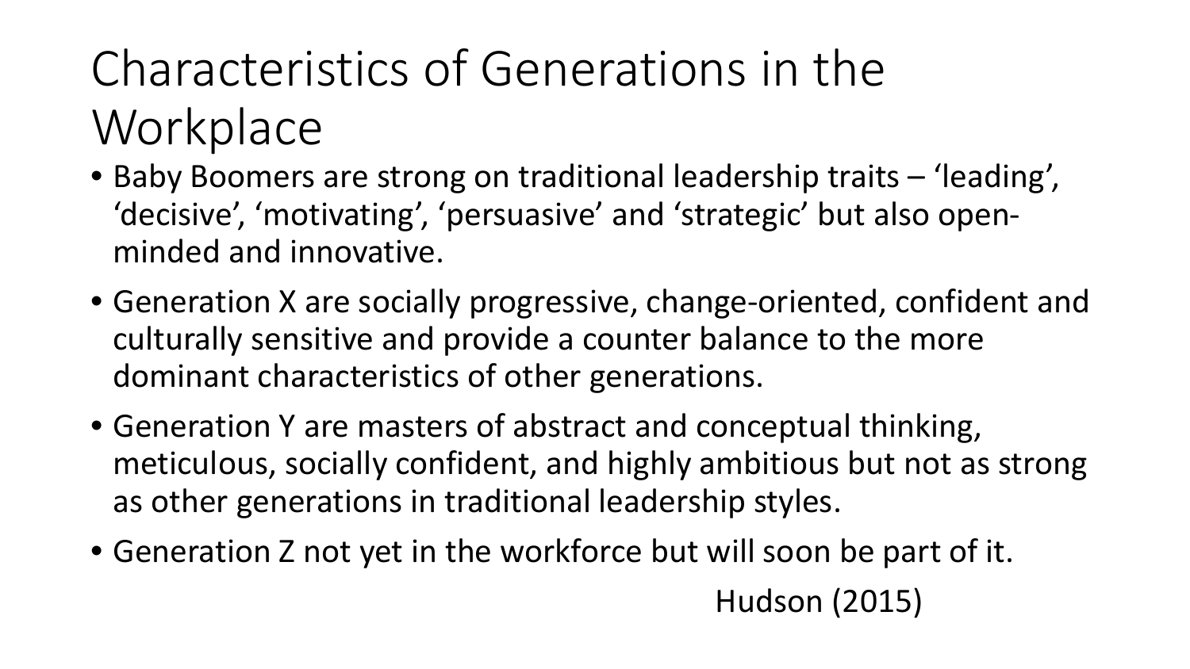# Characteristics of Generations in the Workplace

- Baby Boomers are strong on traditional leadership traits – 'leading', 'decisive', 'motivating', 'persuasive' and 'strategic' but also open-minded and innovative.
- Generation X are socially progressive, change-oriented, confident and culturally sensitive and provide a counter balance to the more dominant characteristics of other generations.
- Generation Y are masters of abstract and conceptual thinking, meticulous, socially confident, and highly ambitious but not as strong as other generations in traditional leadership styles.
- Generation Z not yet in the workforce but will soon be part of it.

Hudson (2015)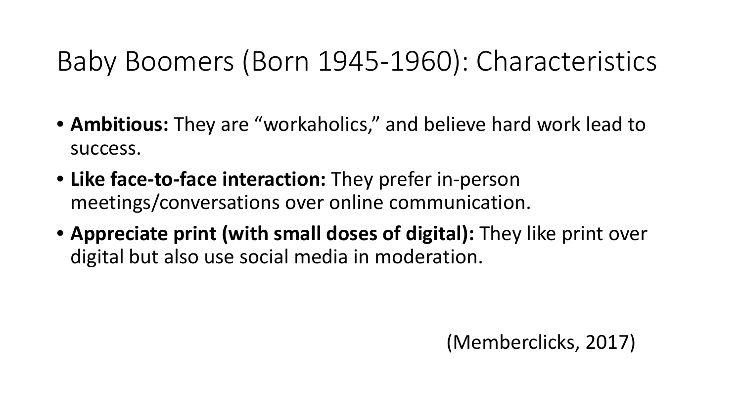# Baby Boomers (Born 1945-1960): Characteristics

- **Ambitious:** They are "workaholics," and believe hard work lead to success.
- **Like face-to-face interaction:** They prefer in-person meetings/conversations over online communication.
- **Appreciate print (with small doses of digital):** They like print over digital but also use social media in moderation.

(Memberclicks, 2017)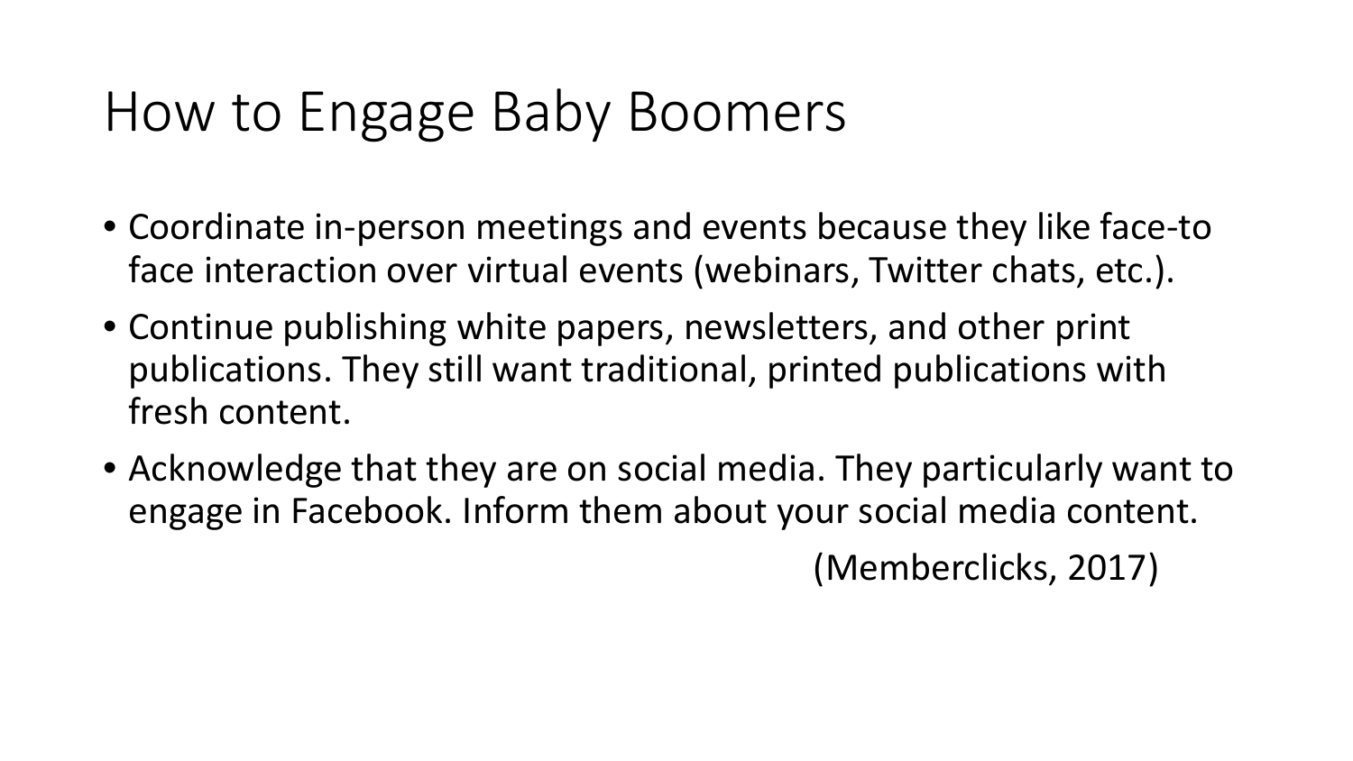# How to Engage Baby Boomers

- Coordinate in-person meetings and events because they like face-to face interaction over virtual events (webinars, Twitter chats, etc.).
- Continue publishing white papers, newsletters, and other print publications. They still want traditional, printed publications with fresh content.
- Acknowledge that they are on social media. They particularly want to engage in Facebook. Inform them about your social media content.

(Memberclicks, 2017)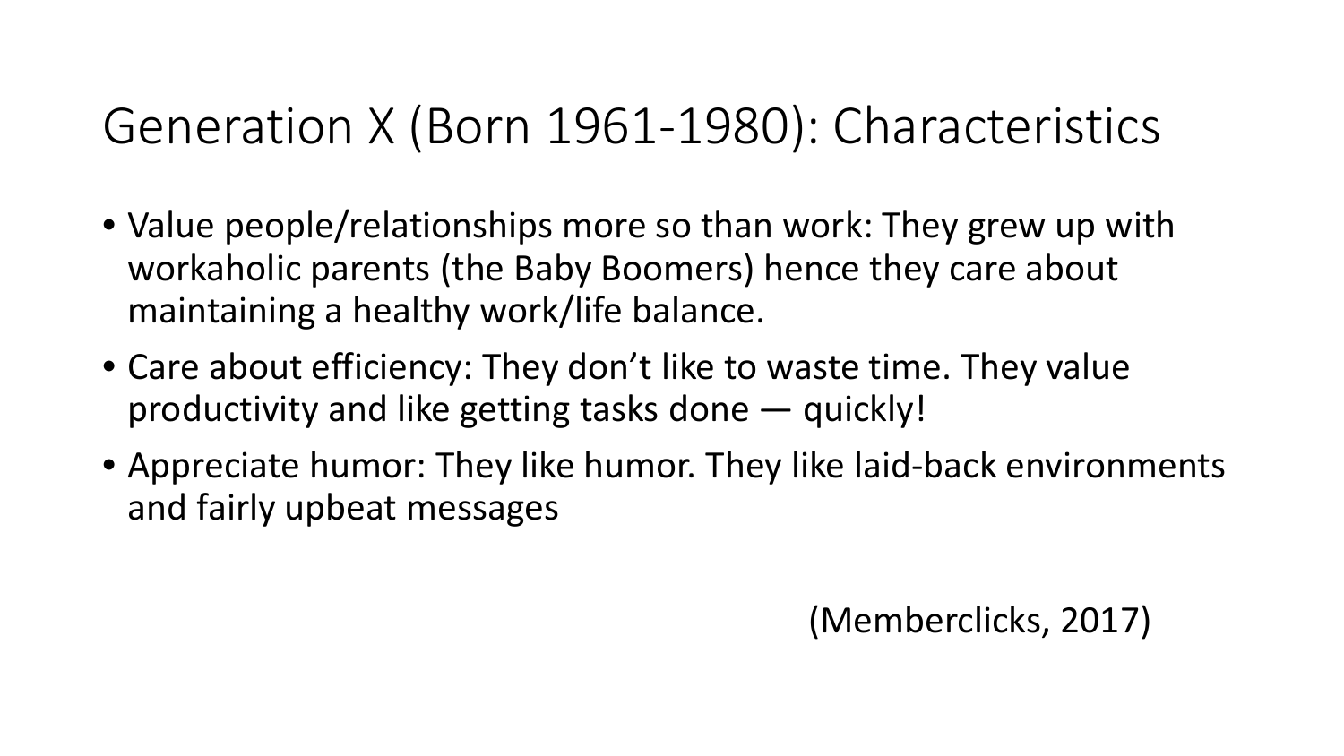# Generation X (Born 1961-1980): Characteristics

- Value people/relationships more so than work: They grew up with workaholic parents (the Baby Boomers) hence they care about maintaining a healthy work/life balance.
- Care about efficiency: They don't like to waste time. They value productivity and like getting tasks done — quickly!
- Appreciate humor: They like humor. They like laid-back environments and fairly upbeat messages

(Memberclicks, 2017)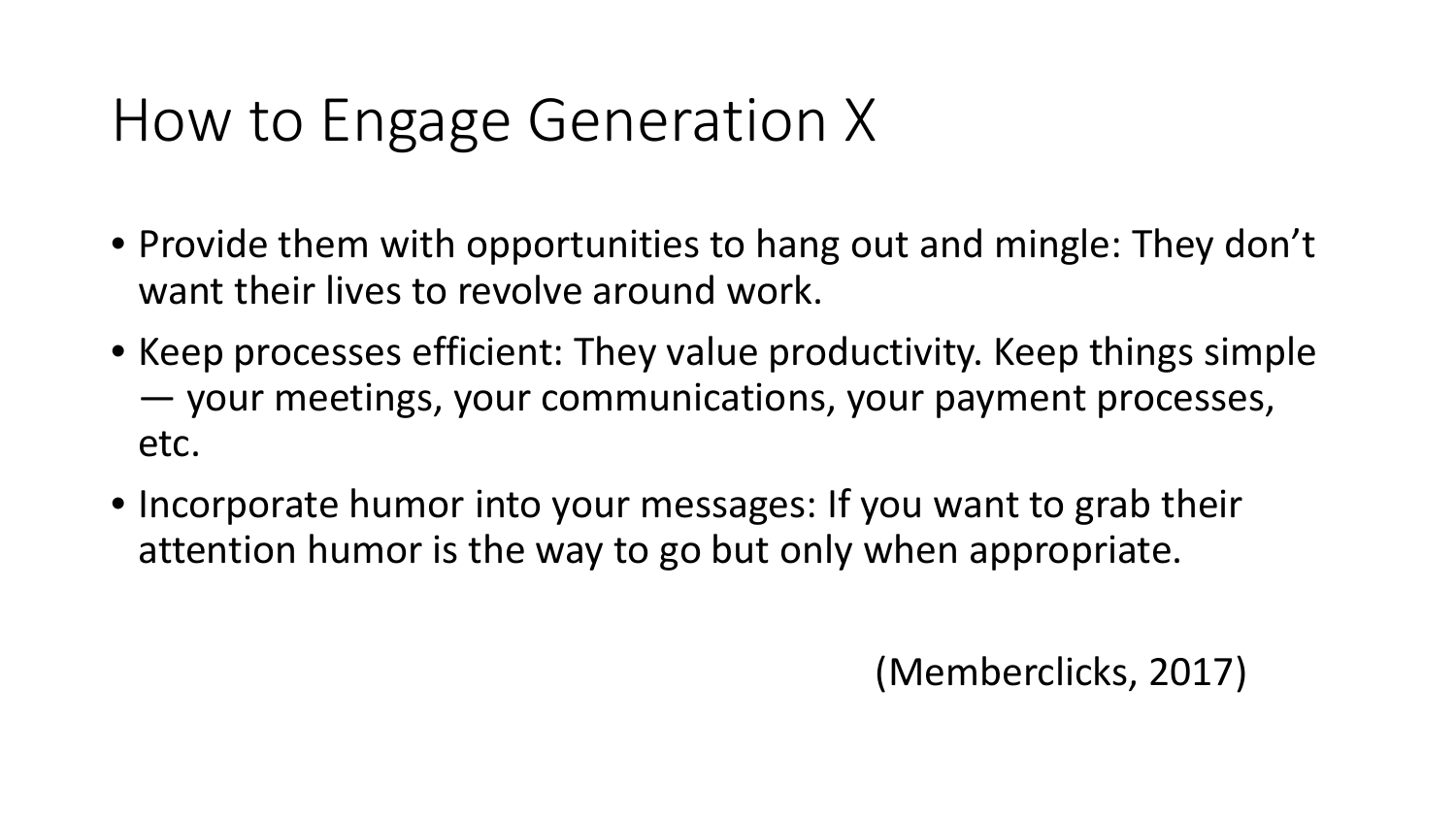# How to Engage Generation X

- Provide them with opportunities to hang out and mingle: They don't want their lives to revolve around work.
- Keep processes efficient: They value productivity. Keep things simple — your meetings, your communications, your payment processes, etc.
- Incorporate humor into your messages: If you want to grab their attention humor is the way to go but only when appropriate.

(Memberclicks, 2017)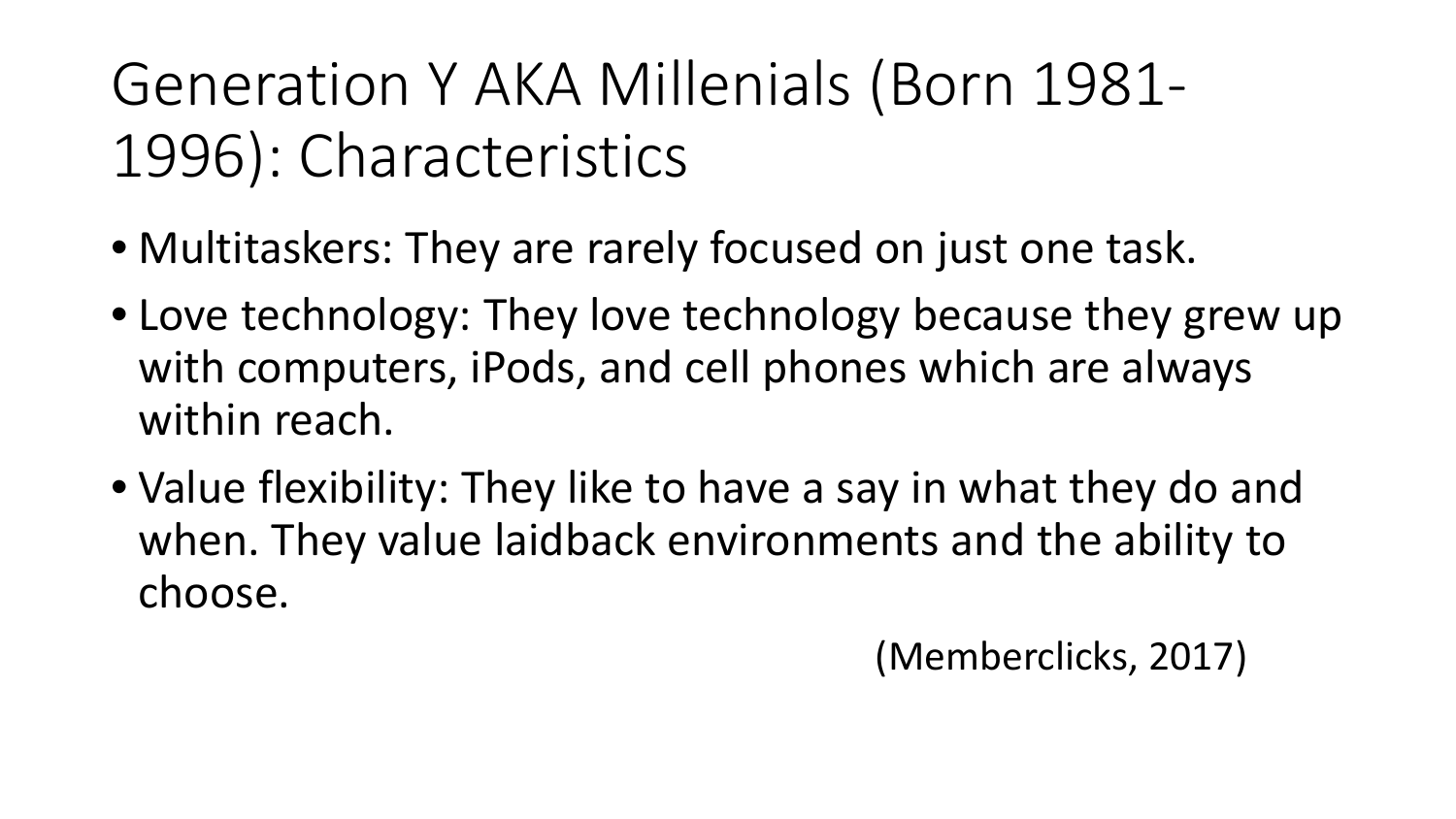# Generation Y AKA Millenials (Born 1981-1996): Characteristics

- Multitaskers: They are rarely focused on just one task.
- Love technology: They love technology because they grew up with computers, iPods, and cell phones which are always within reach.
- Value flexibility: They like to have a say in what they do and when. They value laidback environments and the ability to choose.

(Memberclicks, 2017)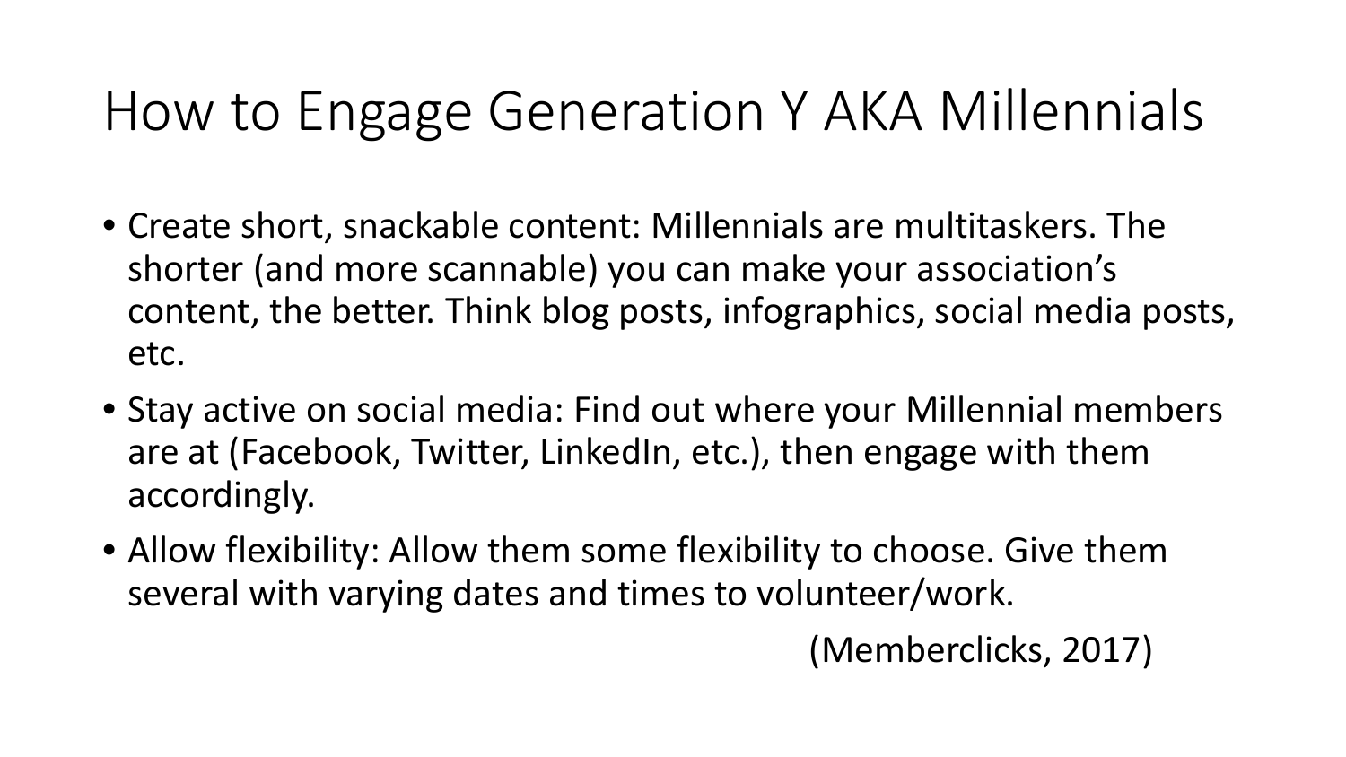# How to Engage Generation Y AKA Millennials

- Create short, snackable content: Millennials are multitaskers. The shorter (and more scannable) you can make your association's content, the better. Think blog posts, infographics, social media posts, etc.
- Stay active on social media: Find out where your Millennial members are at (Facebook, Twitter, LinkedIn, etc.), then engage with them accordingly.
- Allow flexibility: Allow them some flexibility to choose. Give them several with varying dates and times to volunteer/work.

(Memberclicks, 2017)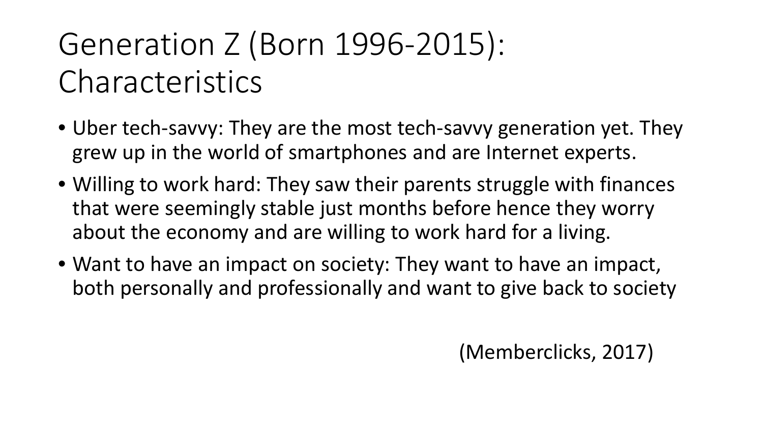# Generation Z (Born 1996-2015): Characteristics

- Uber tech-savvy: They are the most tech-savvy generation yet. They grew up in the world of smartphones and are Internet experts.
- Willing to work hard: They saw their parents struggle with finances that were seemingly stable just months before hence they worry about the economy and are willing to work hard for a living.
- Want to have an impact on society: They want to have an impact, both personally and professionally and want to give back to society

(Memberclicks, 2017)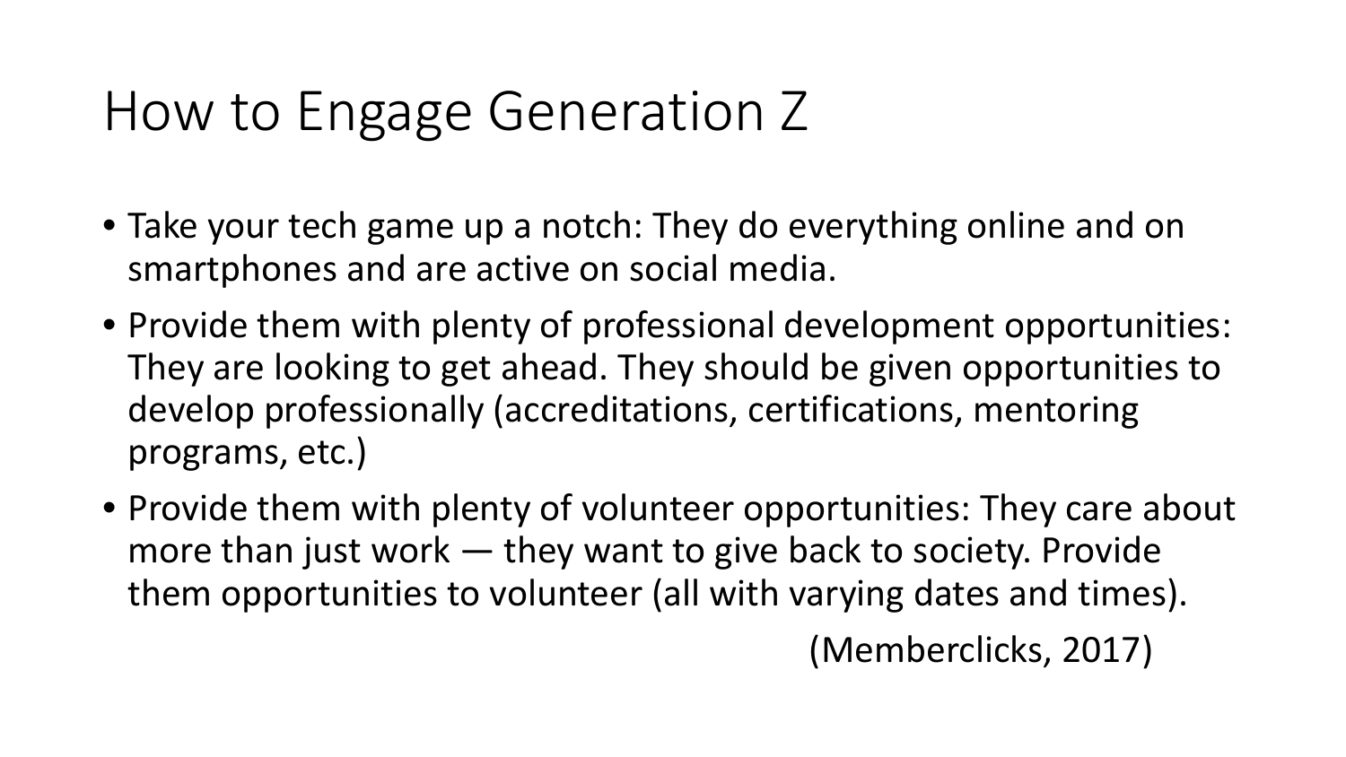# How to Engage Generation Z

- Take your tech game up a notch: They do everything online and on smartphones and are active on social media.
- Provide them with plenty of professional development opportunities: They are looking to get ahead. They should be given opportunities to develop professionally (accreditations, certifications, mentoring programs, etc.)
- Provide them with plenty of volunteer opportunities: They care about more than just work — they want to give back to society. Provide them opportunities to volunteer (all with varying dates and times).

(Memberclicks, 2017)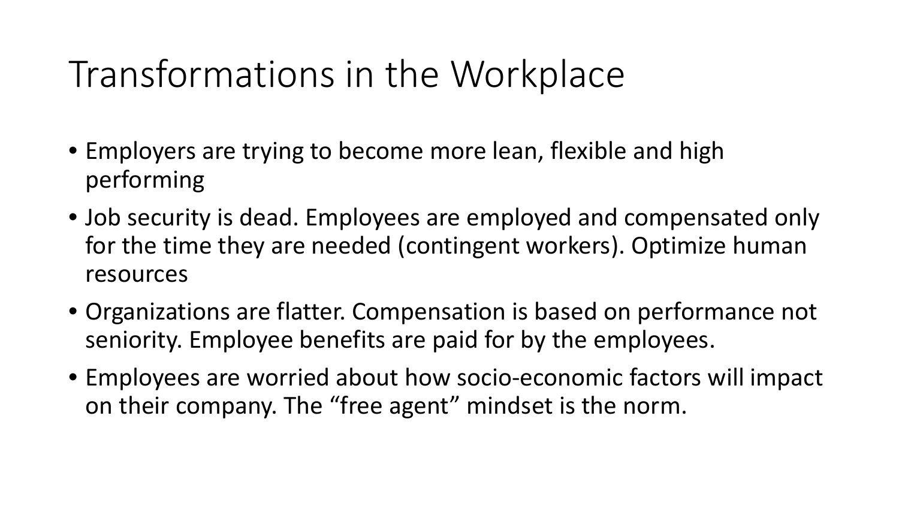# Transformations in the Workplace

- Employers are trying to become more lean, flexible and high performing
- Job security is dead. Employees are employed and compensated only for the time they are needed (contingent workers). Optimize human resources
- Organizations are flatter. Compensation is based on performance not seniority. Employee benefits are paid for by the employees.
- Employees are worried about how socio-economic factors will impact on their company. The “free agent” mindset is the norm.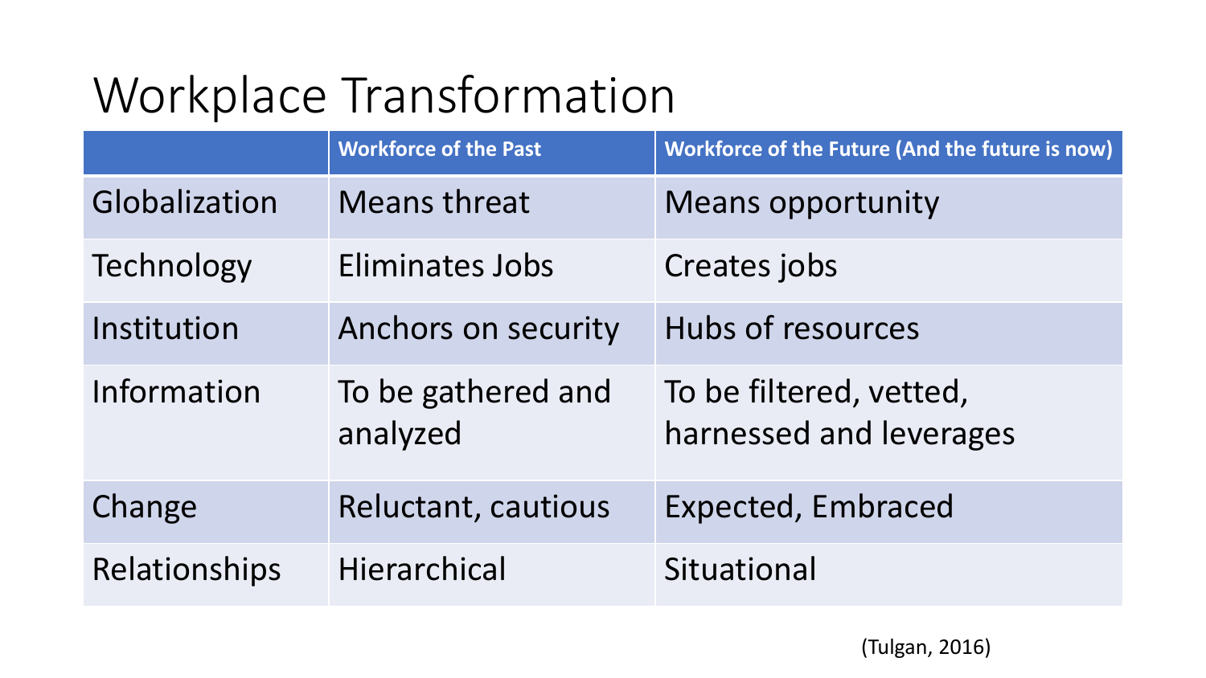# Workplace Transformation

| | Workforce of the Past | Workforce of the Future (And the future is now) |
|---|---|---|
| Globalization | Means threat | Means opportunity |
| Technology | Eliminates Jobs | Creates jobs |
| Institution | Anchors on security | Hubs of resources |
| Information | To be gathered and analyzed | To be filtered, vetted, harnessed and leverages |
| Change | Reluctant, cautious | Expected, Embraced |
| Relationships | Hierarchical | Situational |

(Tulgan, 2016)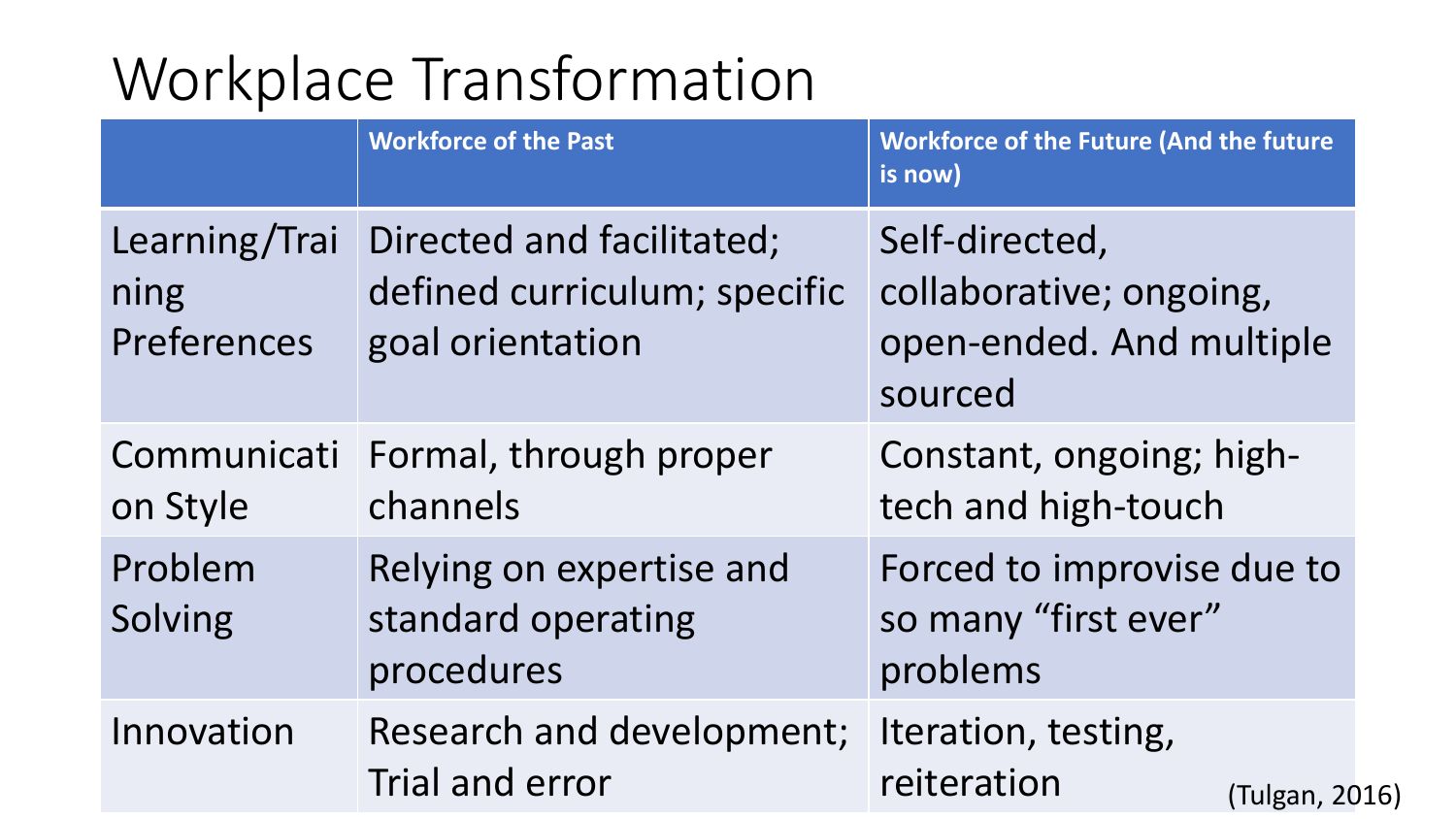# Workplace Transformation

| | Workforce of the Past | Workforce of the Future (And the future is now) |
|---|---|---|
| Learning/Training Preferences | Directed and facilitated; defined curriculum; specific goal orientation | Self-directed, collaborative; ongoing, open-ended. And multiple sourced |
| Communication Style | Formal, through proper channels | Constant, ongoing; high-tech and high-touch |
| Problem Solving | Relying on expertise and standard operating procedures | Forced to improvise due to so many "first ever" problems |
| Innovation | Research and development; Trial and error | Iteration, testing, reiteration |

(Tulgan, 2016)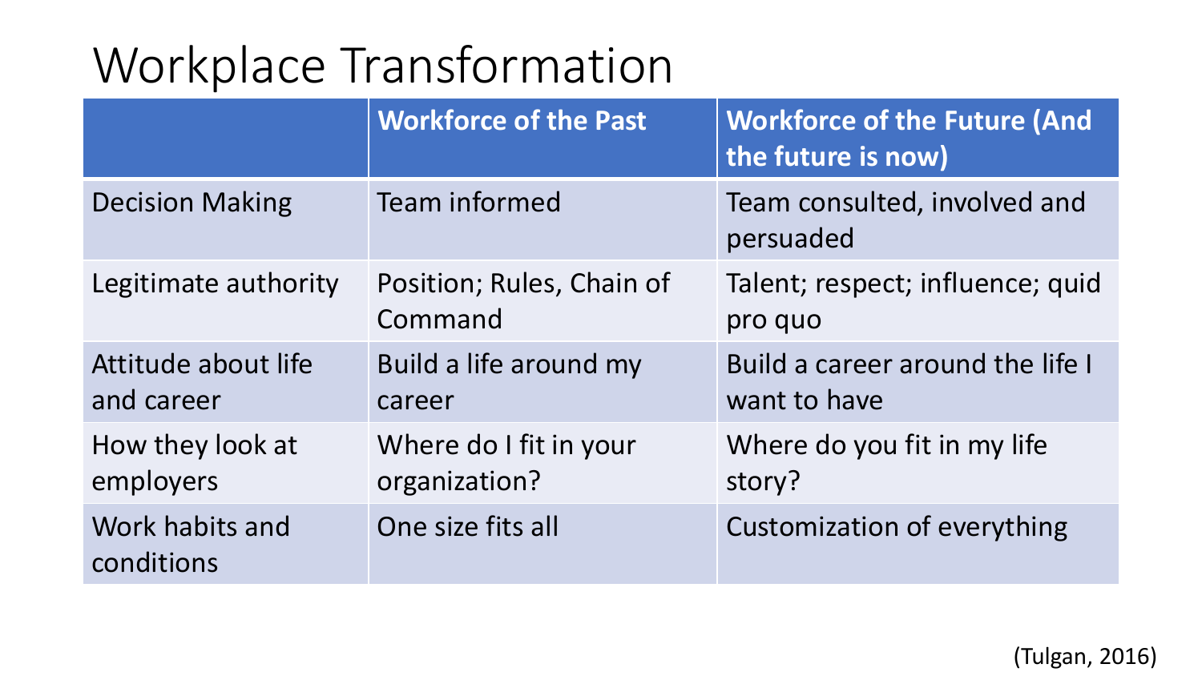# Workplace Transformation

| | Workforce of the Past | Workforce of the Future (And the future is now) |
|---|---|---|
| Decision Making | Team informed | Team consulted, involved and persuaded |
| Legitimate authority | Position; Rules, Chain of Command | Talent; respect; influence; quid pro quo |
| Attitude about life and career | Build a life around my career | Build a career around the life I want to have |
| How they look at employers | Where do I fit in your organization? | Where do you fit in my life story? |
| Work habits and conditions | One size fits all | Customization of everything |

(Tulgan, 2016)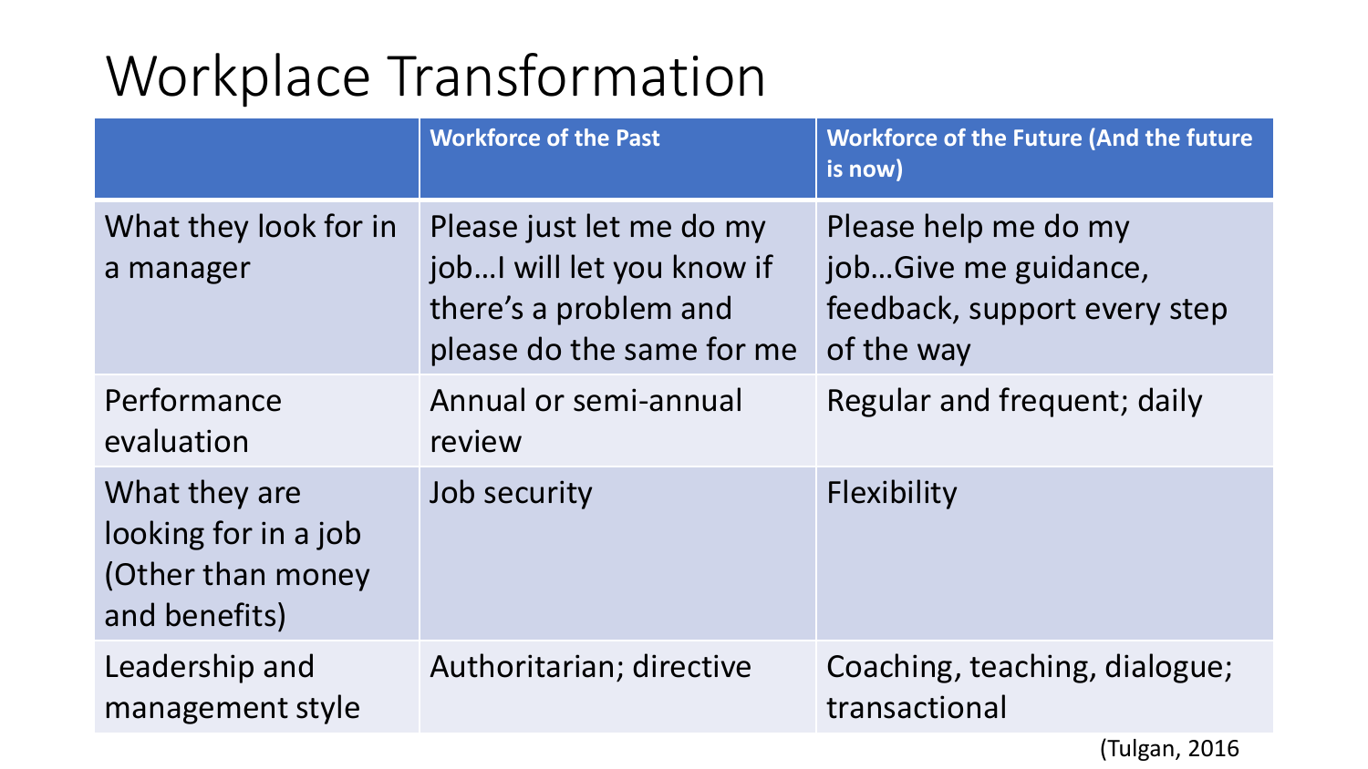# Workplace Transformation

| | Workforce of the Past | Workforce of the Future (And the future is now) |
|---|---|---|
| What they look for in a manager | Please just let me do my job…I will let you know if there's a problem and please do the same for me | Please help me do my job…Give me guidance, feedback, support every step of the way |
| Performance evaluation | Annual or semi-annual review | Regular and frequent; daily |
| What they are looking for in a job (Other than money and benefits) | Job security | Flexibility |
| Leadership and management style | Authoritarian; directive | Coaching, teaching, dialogue; transactional |

(Tulgan, 2016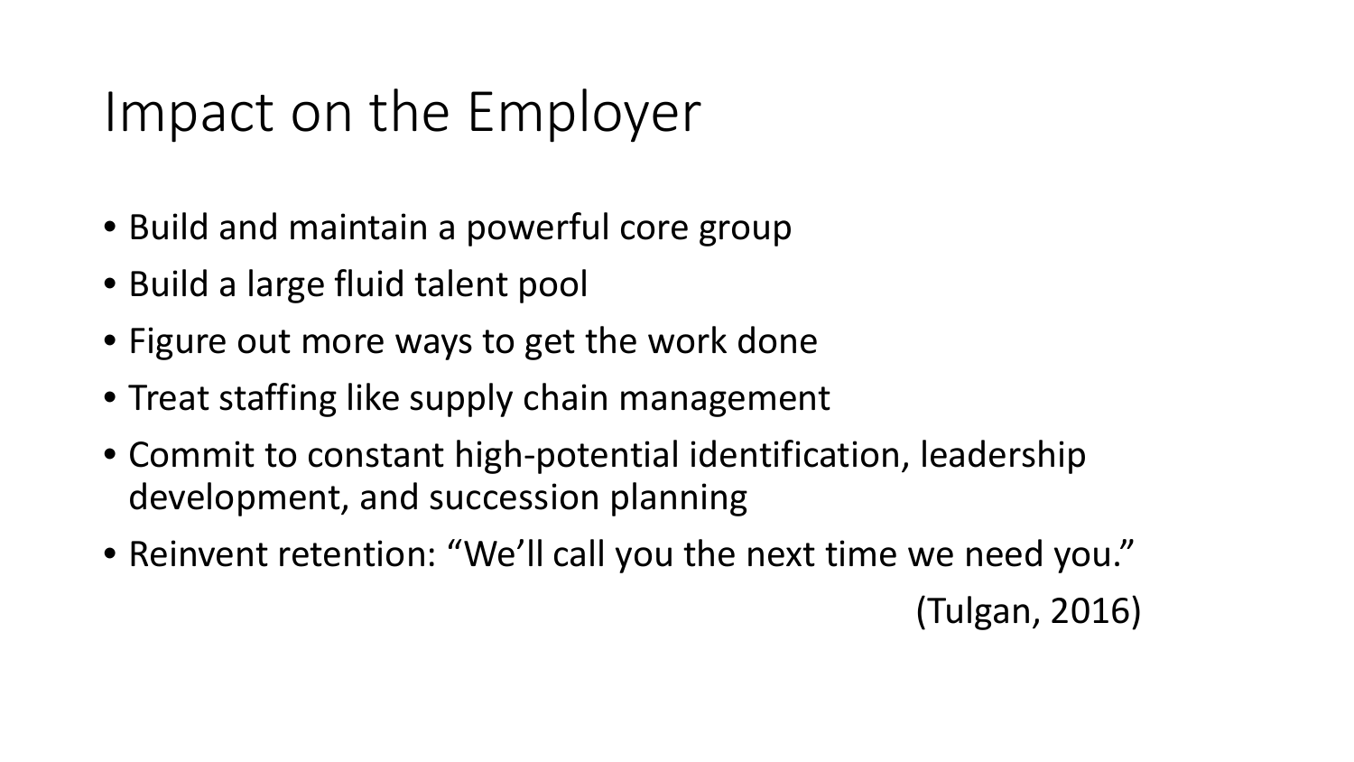# Impact on the Employer

- Build and maintain a powerful core group
- Build a large fluid talent pool
- Figure out more ways to get the work done
- Treat staffing like supply chain management
- Commit to constant high-potential identification, leadership development, and succession planning
- Reinvent retention: “We’ll call you the next time we need you.”

(Tulgan, 2016)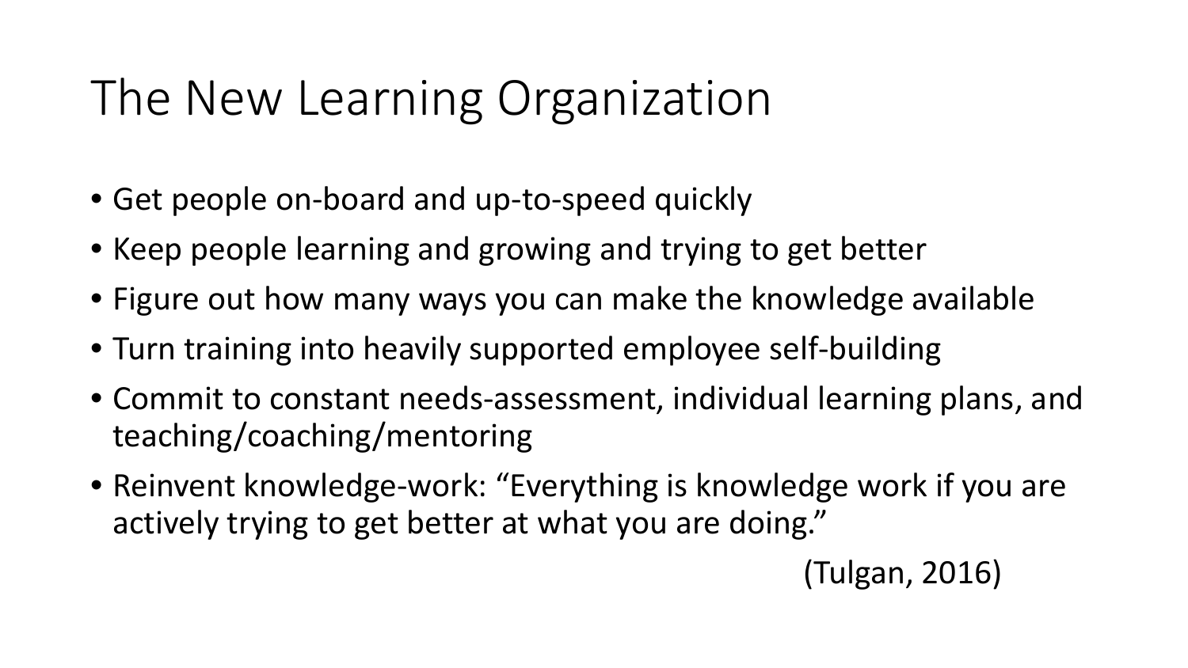# The New Learning Organization

- Get people on-board and up-to-speed quickly
- Keep people learning and growing and trying to get better
- Figure out how many ways you can make the knowledge available
- Turn training into heavily supported employee self-building
- Commit to constant needs-assessment, individual learning plans, and teaching/coaching/mentoring
- Reinvent knowledge-work: "Everything is knowledge work if you are actively trying to get better at what you are doing."

(Tulgan, 2016)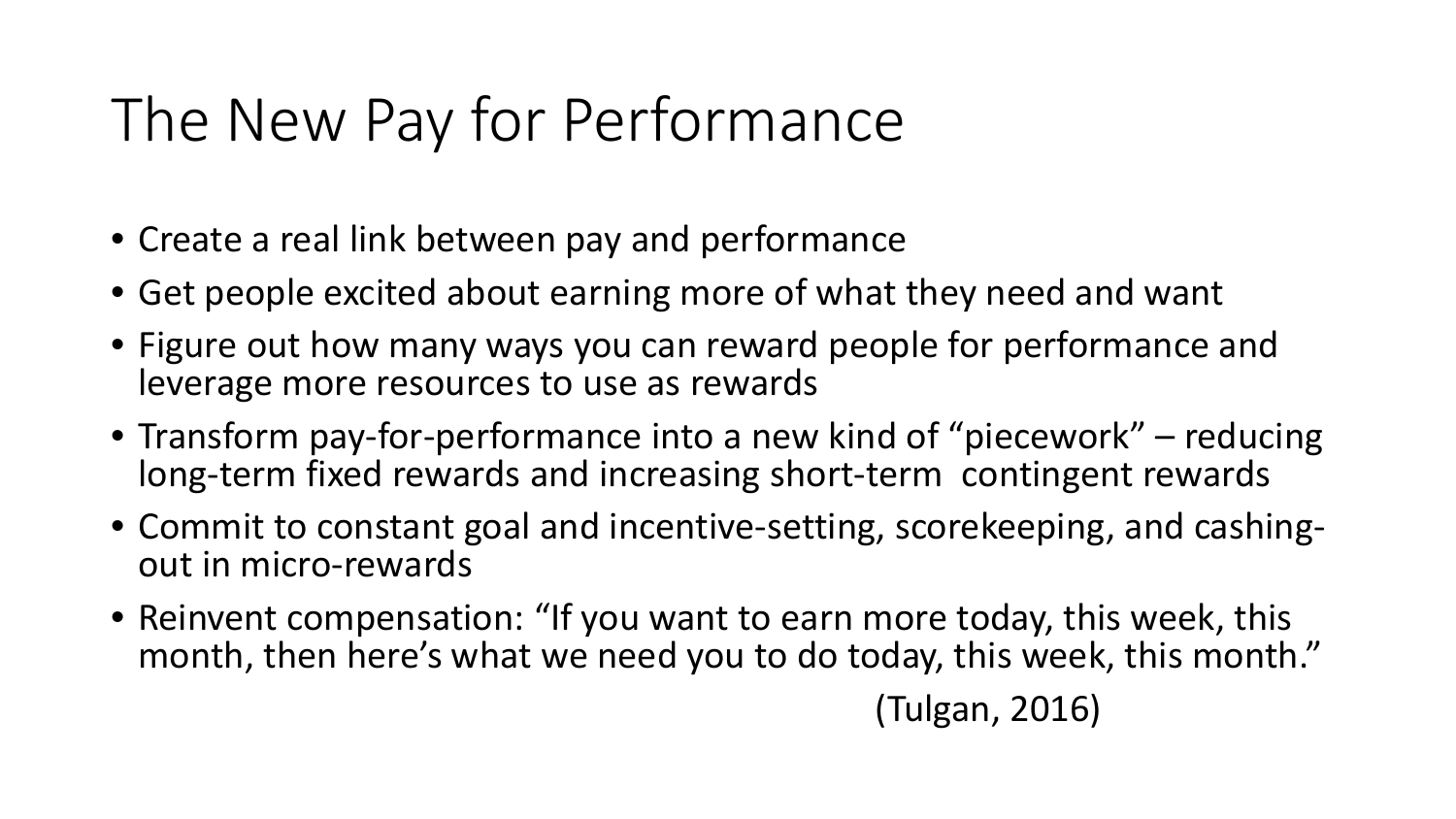# The New Pay for Performance

- Create a real link between pay and performance
- Get people excited about earning more of what they need and want
- Figure out how many ways you can reward people for performance and leverage more resources to use as rewards
- Transform pay-for-performance into a new kind of "piecework" – reducing long-term fixed rewards and increasing short-term contingent rewards
- Commit to constant goal and incentive-setting, scorekeeping, and cashing-out in micro-rewards
- Reinvent compensation: "If you want to earn more today, this week, this month, then here's what we need you to do today, this week, this month."

(Tulgan, 2016)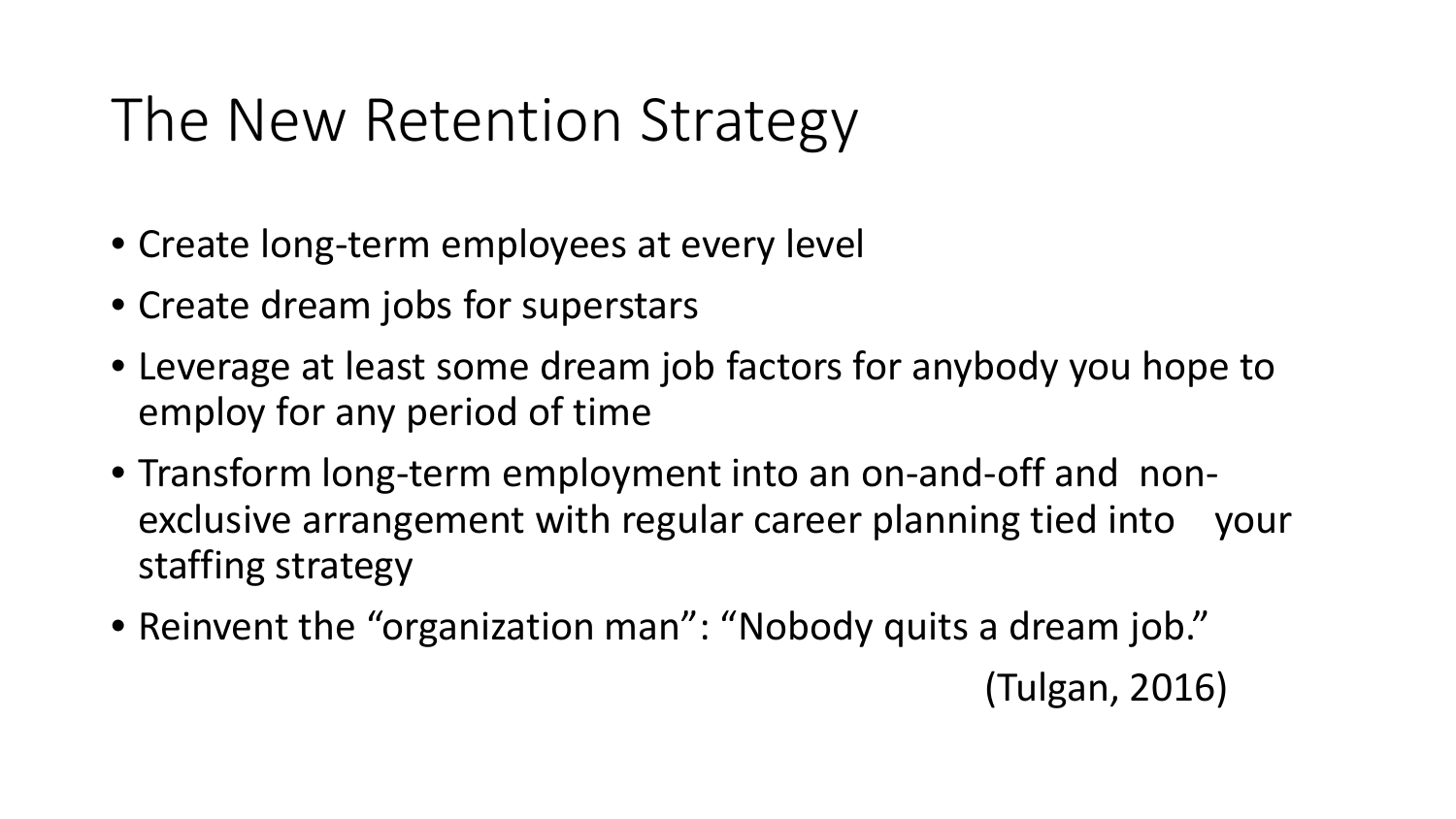# The New Retention Strategy

- Create long-term employees at every level
- Create dream jobs for superstars
- Leverage at least some dream job factors for anybody you hope to employ for any period of time
- Transform long-term employment into an on-and-off and non-exclusive arrangement with regular career planning tied into your staffing strategy
- Reinvent the "organization man": "Nobody quits a dream job."

(Tulgan, 2016)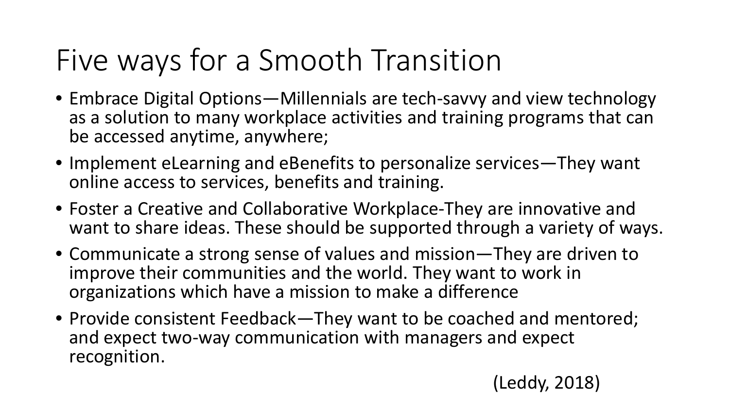# Five ways for a Smooth Transition

- Embrace Digital Options—Millennials are tech-savvy and view technology as a solution to many workplace activities and training programs that can be accessed anytime, anywhere;
- Implement eLearning and eBenefits to personalize services—They want online access to services, benefits and training.
- Foster a Creative and Collaborative Workplace-They are innovative and want to share ideas. These should be supported through a variety of ways.
- Communicate a strong sense of values and mission—They are driven to improve their communities and the world. They want to work in organizations which have a mission to make a difference
- Provide consistent Feedback—They want to be coached and mentored; and expect two-way communication with managers and expect recognition.

(Leddy, 2018)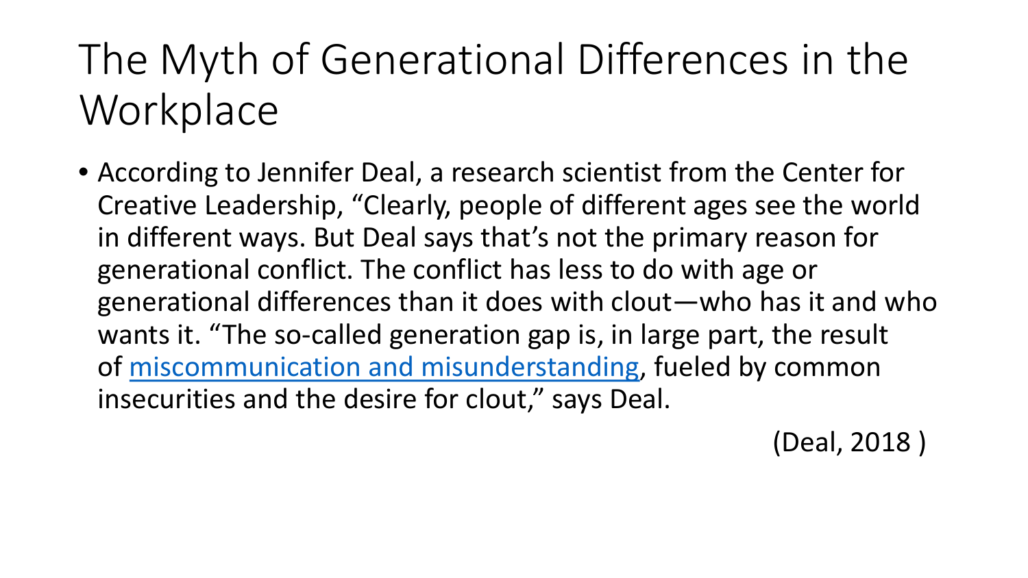# The Myth of Generational Differences in the Workplace

- According to Jennifer Deal, a research scientist from the Center for Creative Leadership, "Clearly, people of different ages see the world in different ways. But Deal says that's not the primary reason for generational conflict. The conflict has less to do with age or generational differences than it does with clout—who has it and who wants it. "The so-called generation gap is, in large part, the result of miscommunication and misunderstanding, fueled by common insecurities and the desire for clout," says Deal.

(Deal, 2018 )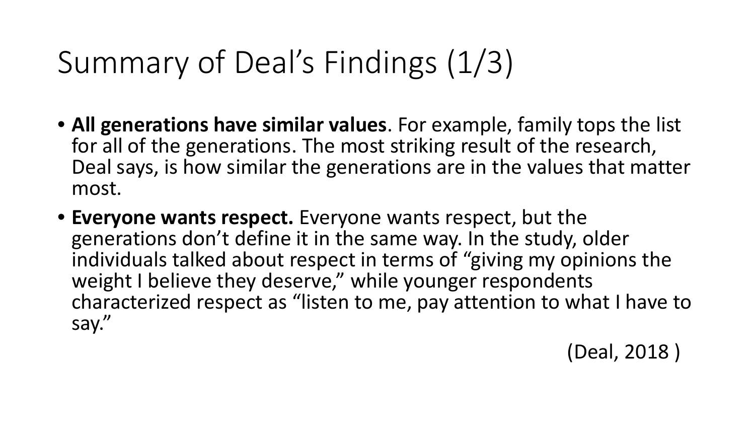# Summary of Deal's Findings (1/3)

- **All generations have similar values**. For example, family tops the list for all of the generations. The most striking result of the research, Deal says, is how similar the generations are in the values that matter most.
- **Everyone wants respect.** Everyone wants respect, but the generations don't define it in the same way. In the study, older individuals talked about respect in terms of "giving my opinions the weight I believe they deserve," while younger respondents characterized respect as "listen to me, pay attention to what I have to say."

(Deal, 2018 )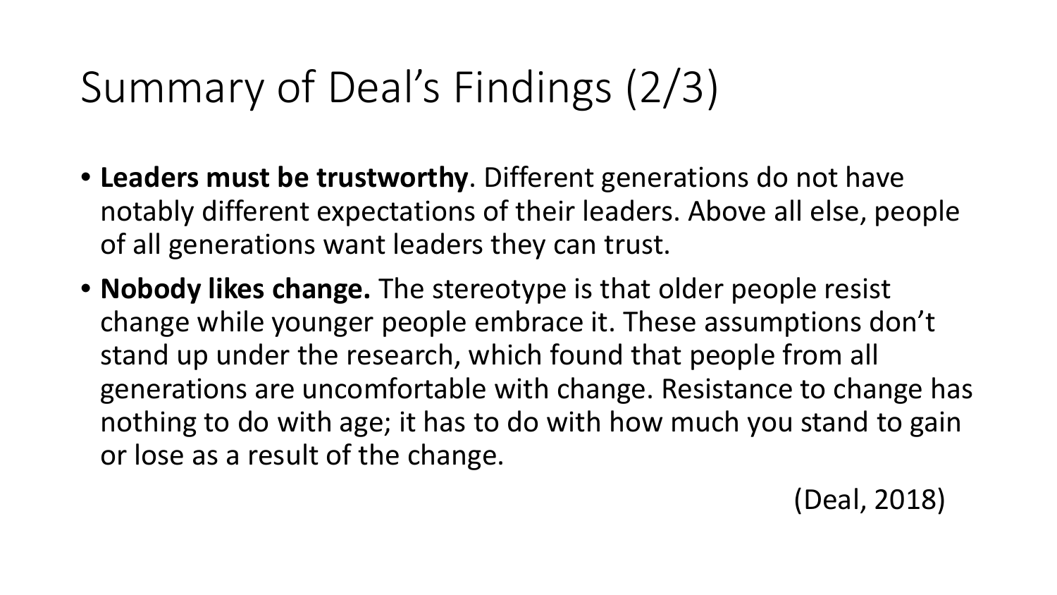# Summary of Deal's Findings (2/3)

- **Leaders must be trustworthy**. Different generations do not have notably different expectations of their leaders. Above all else, people of all generations want leaders they can trust.
- **Nobody likes change.** The stereotype is that older people resist change while younger people embrace it. These assumptions don't stand up under the research, which found that people from all generations are uncomfortable with change. Resistance to change has nothing to do with age; it has to do with how much you stand to gain or lose as a result of the change.

(Deal, 2018)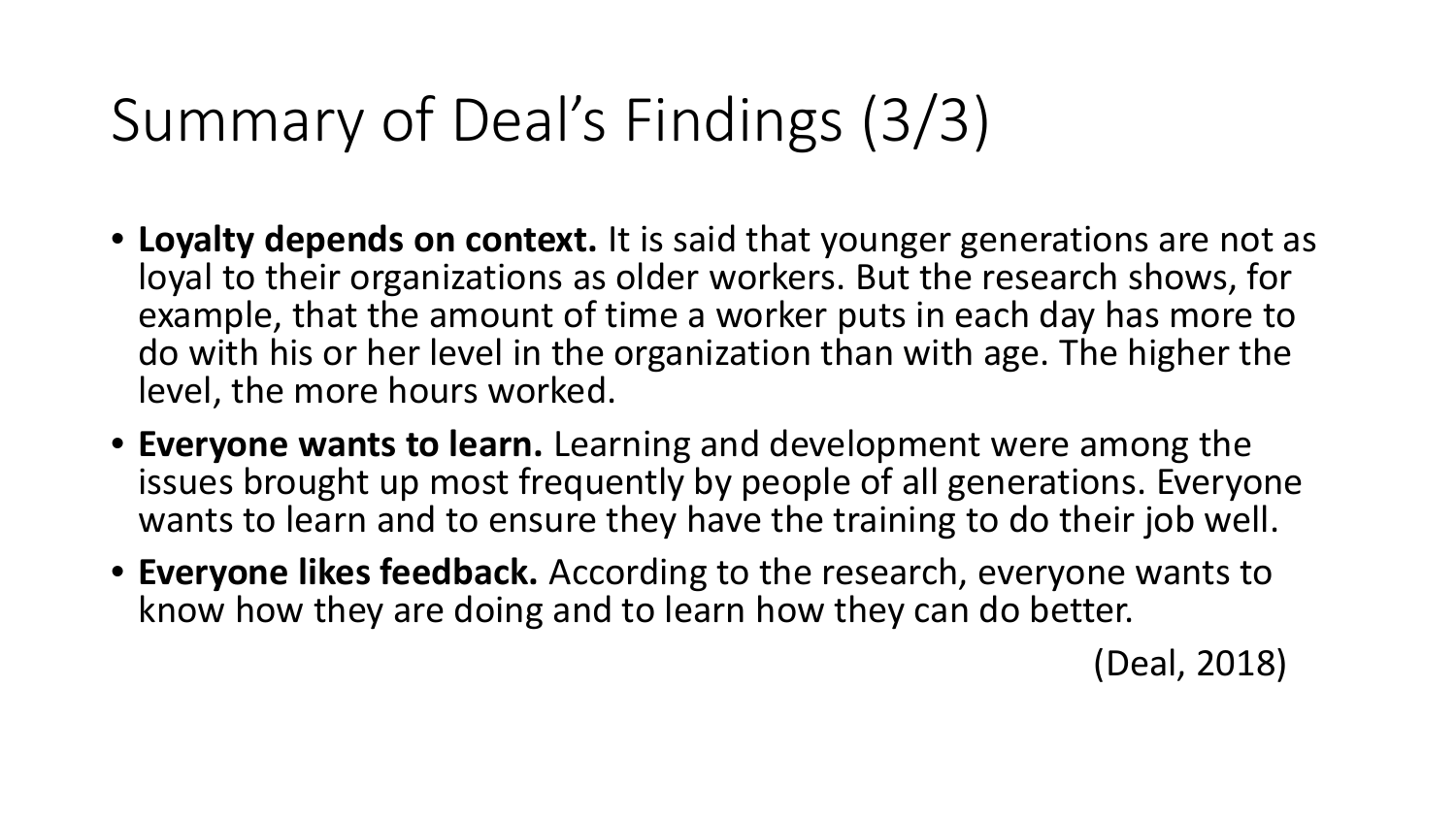# Summary of Deal's Findings (3/3)

- **Loyalty depends on context.** It is said that younger generations are not as loyal to their organizations as older workers. But the research shows, for example, that the amount of time a worker puts in each day has more to do with his or her level in the organization than with age. The higher the level, the more hours worked.
- **Everyone wants to learn.** Learning and development were among the issues brought up most frequently by people of all generations. Everyone wants to learn and to ensure they have the training to do their job well.
- **Everyone likes feedback.** According to the research, everyone wants to know how they are doing and to learn how they can do better.

(Deal, 2018)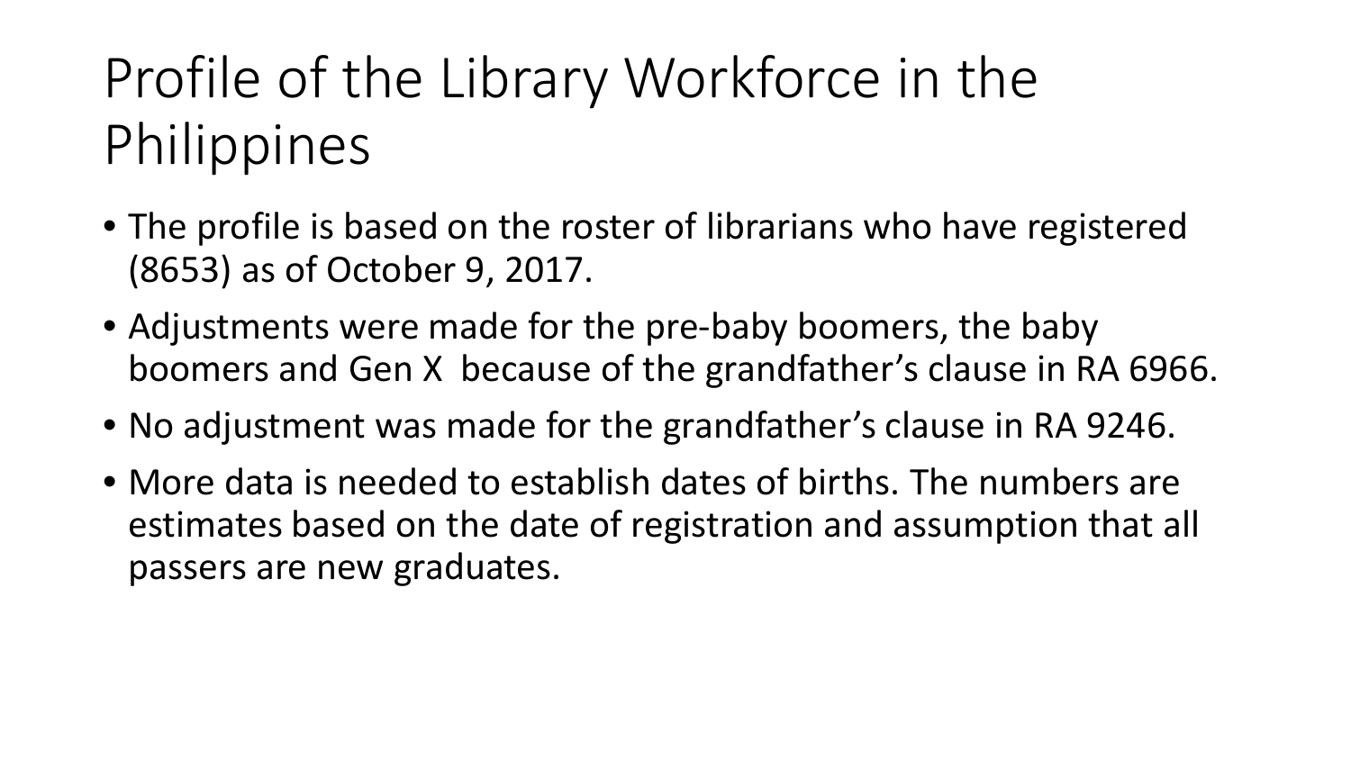# Profile of the Library Workforce in the Philippines

- The profile is based on the roster of librarians who have registered (8653) as of October 9, 2017.
- Adjustments were made for the pre-baby boomers, the baby boomers and Gen X because of the grandfather's clause in RA 6966.
- No adjustment was made for the grandfather's clause in RA 9246.
- More data is needed to establish dates of births. The numbers are estimates based on the date of registration and assumption that all passers are new graduates.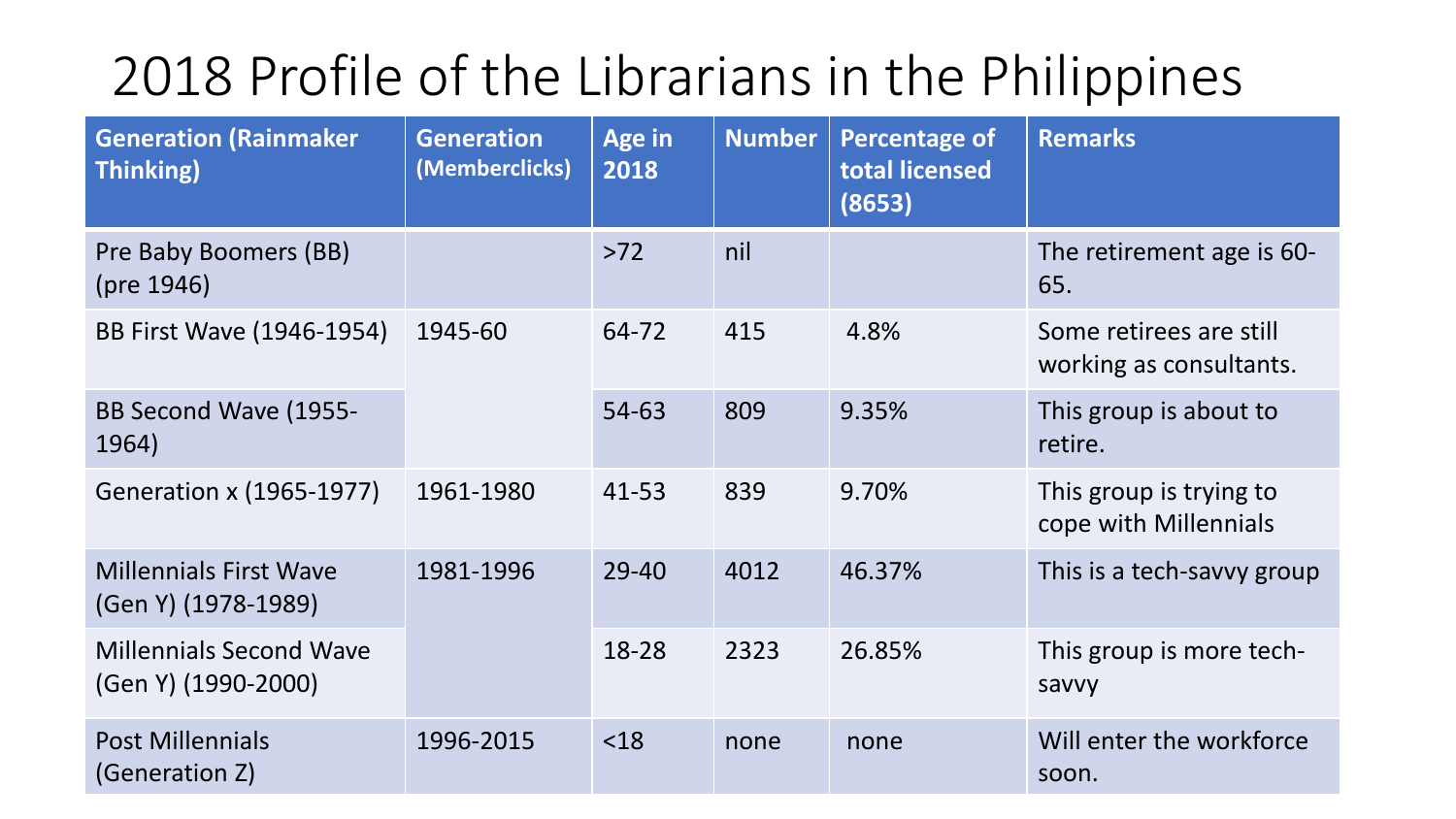# 2018 Profile of the Librarians in the Philippines

| Generation (Rainmaker Thinking) | Generation (Memberclicks) | Age in 2018 | Number | Percentage of total licensed (8653) | Remarks |
|---|---|---|---|---|---|
| Pre Baby Boomers (BB) (pre 1946) | | >72 | nil | | The retirement age is 60-65. |
| BB First Wave (1946-1954) | 1945-60 | 64-72 | 415 | 4.8% | Some retirees are still working as consultants. |
| BB Second Wave (1955-1964) | | 54-63 | 809 | 9.35% | This group is about to retire. |
| Generation x (1965-1977) | 1961-1980 | 41-53 | 839 | 9.70% | This group is trying to cope with Millennials |
| Millennials First Wave (Gen Y) (1978-1989) | 1981-1996 | 29-40 | 4012 | 46.37% | This is a tech-savvy group |
| Millennials Second Wave (Gen Y) (1990-2000) | | 18-28 | 2323 | 26.85% | This group is more tech-savvy |
| Post Millennials (Generation Z) | 1996-2015 | <18 | none | none | Will enter the workforce soon. |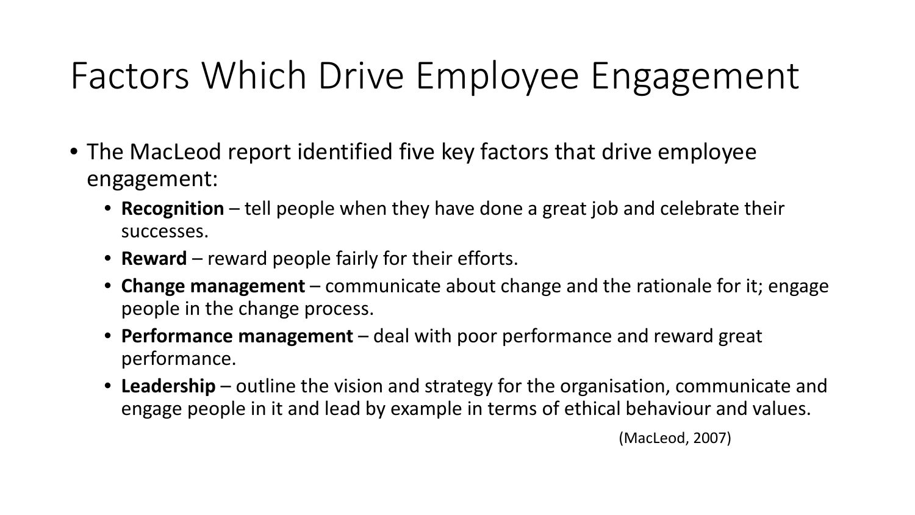# Factors Which Drive Employee Engagement

- The MacLeod report identified five key factors that drive employee engagement:
  - **Recognition** – tell people when they have done a great job and celebrate their successes.
  - **Reward** – reward people fairly for their efforts.
  - **Change management** – communicate about change and the rationale for it; engage people in the change process.
  - **Performance management** – deal with poor performance and reward great performance.
  - **Leadership** – outline the vision and strategy for the organisation, communicate and engage people in it and lead by example in terms of ethical behaviour and values.

(MacLeod, 2007)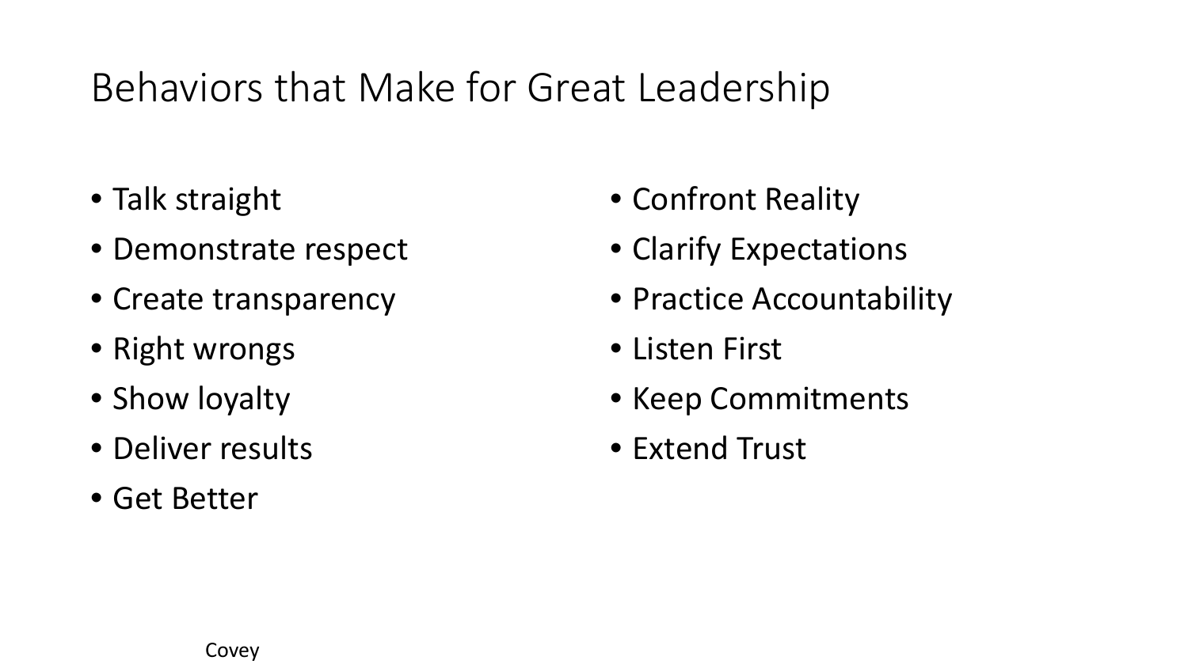# Behaviors that Make for Great Leadership

- Talk straight
- Demonstrate respect
- Create transparency
- Right wrongs
- Show loyalty
- Deliver results
- Get Better
- Confront Reality
- Clarify Expectations
- Practice Accountability
- Listen First
- Keep Commitments
- Extend Trust

Covey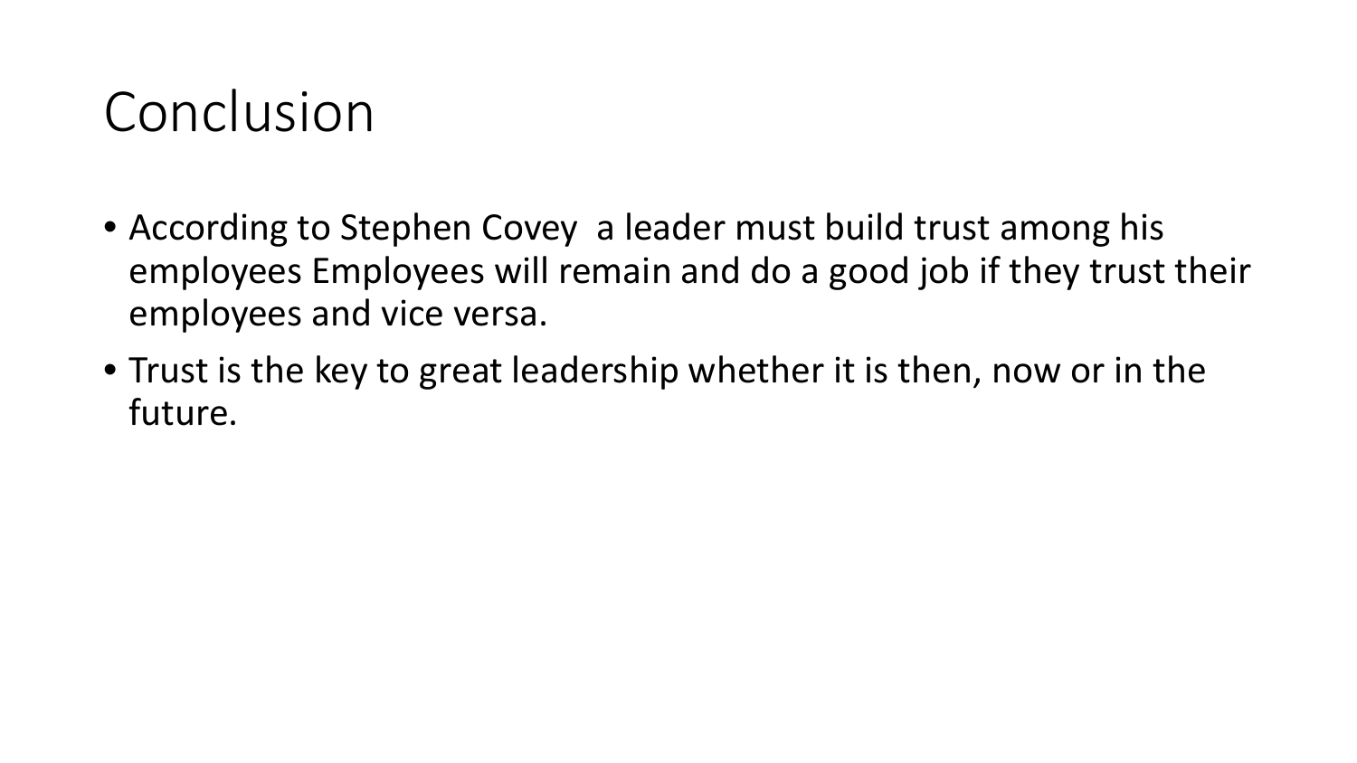# Conclusion

- According to Stephen Covey  a leader must build trust among his employees Employees will remain and do a good job if they trust their employees and vice versa.
- Trust is the key to great leadership whether it is then, now or in the future.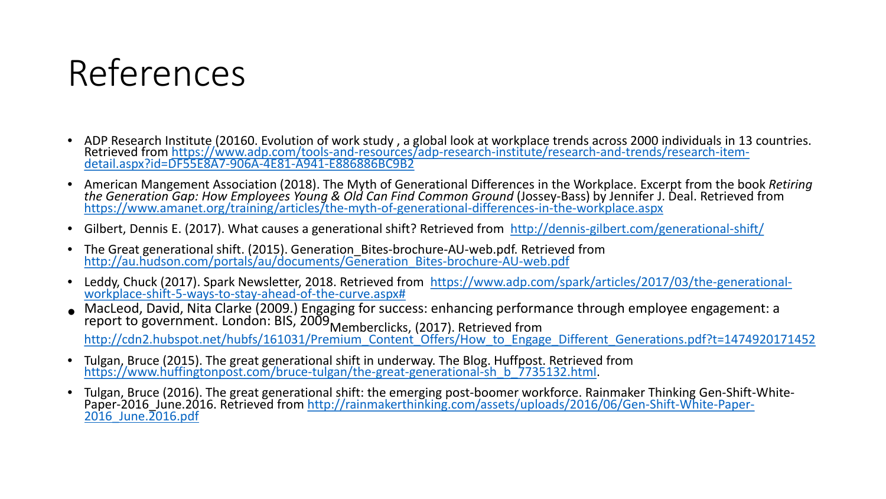# References

- ADP Research Institute (20160. Evolution of work study , a global look at workplace trends across 2000 individuals in 13 countries. Retrieved from https://www.adp.com/tools-and-resources/adp-research-institute/research-and-trends/research-item-detail.aspx?id=DF55E8A7-906A-4E81-A941-E886886BC9B2
- American Mangement Association (2018). The Myth of Generational Differences in the Workplace. Excerpt from the book *Retiring the Generation Gap: How Employees Young & Old Can Find Common Ground* (Jossey-Bass) by Jennifer J. Deal. Retrieved from https://www.amanet.org/training/articles/the-myth-of-generational-differences-in-the-workplace.aspx
- Gilbert, Dennis E. (2017). What causes a generational shift? Retrieved from http://dennis-gilbert.com/generational-shift/
- The Great generational shift. (2015). Generation_Bites-brochure-AU-web.pdf. Retrieved from http://au.hudson.com/portals/au/documents/Generation_Bites-brochure-AU-web.pdf
- Leddy, Chuck (2017). Spark Newsletter, 2018. Retrieved from https://www.adp.com/spark/articles/2017/03/the-generational-workplace-shift-5-ways-to-stay-ahead-of-the-curve.aspx#
- MacLeod, David, Nita Clarke (2009.) Engaging for success: enhancing performance through employee engagement: a report to government. London: BIS, 2009Memberclicks, (2017). Retrieved from http://cdn2.hubspot.net/hubfs/161031/Premium_Content_Offers/How_to_Engage_Different_Generations.pdf?t=1474920171452
- Tulgan, Bruce (2015). The great generational shift in underway. The Blog. Huffpost. Retrieved from https://www.huffingtonpost.com/bruce-tulgan/the-great-generational-sh_b_7735132.html.
- Tulgan, Bruce (2016). The great generational shift: the emerging post-boomer workforce. Rainmaker Thinking Gen-Shift-White-Paper-2016_June.2016. Retrieved from http://rainmakerthinking.com/assets/uploads/2016/06/Gen-Shift-White-Paper-2016_June.2016.pdf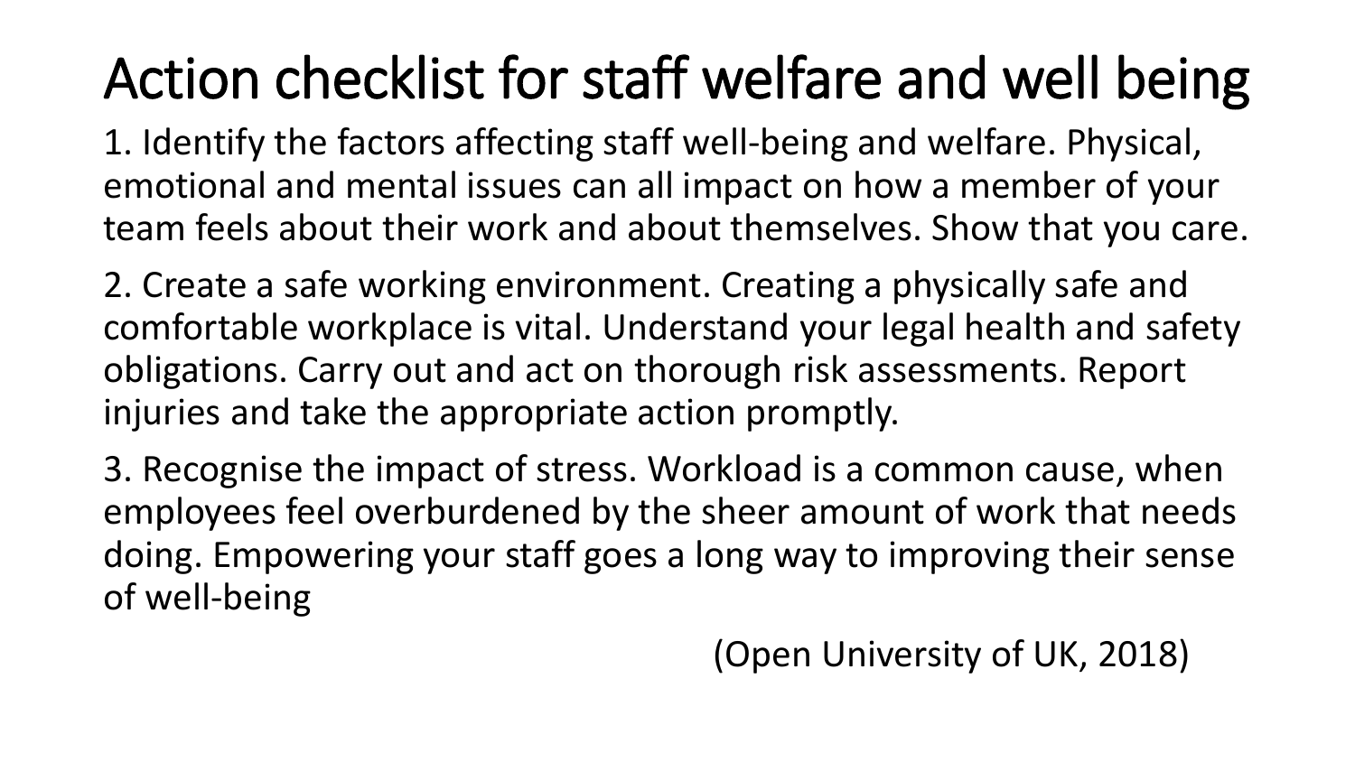# Action checklist for staff welfare and well being

1. Identify the factors affecting staff well-being and welfare. Physical, emotional and mental issues can all impact on how a member of your team feels about their work and about themselves. Show that you care.

2. Create a safe working environment. Creating a physically safe and comfortable workplace is vital. Understand your legal health and safety obligations. Carry out and act on thorough risk assessments. Report injuries and take the appropriate action promptly.

3. Recognise the impact of stress. Workload is a common cause, when employees feel overburdened by the sheer amount of work that needs doing. Empowering your staff goes a long way to improving their sense of well-being

(Open University of UK, 2018)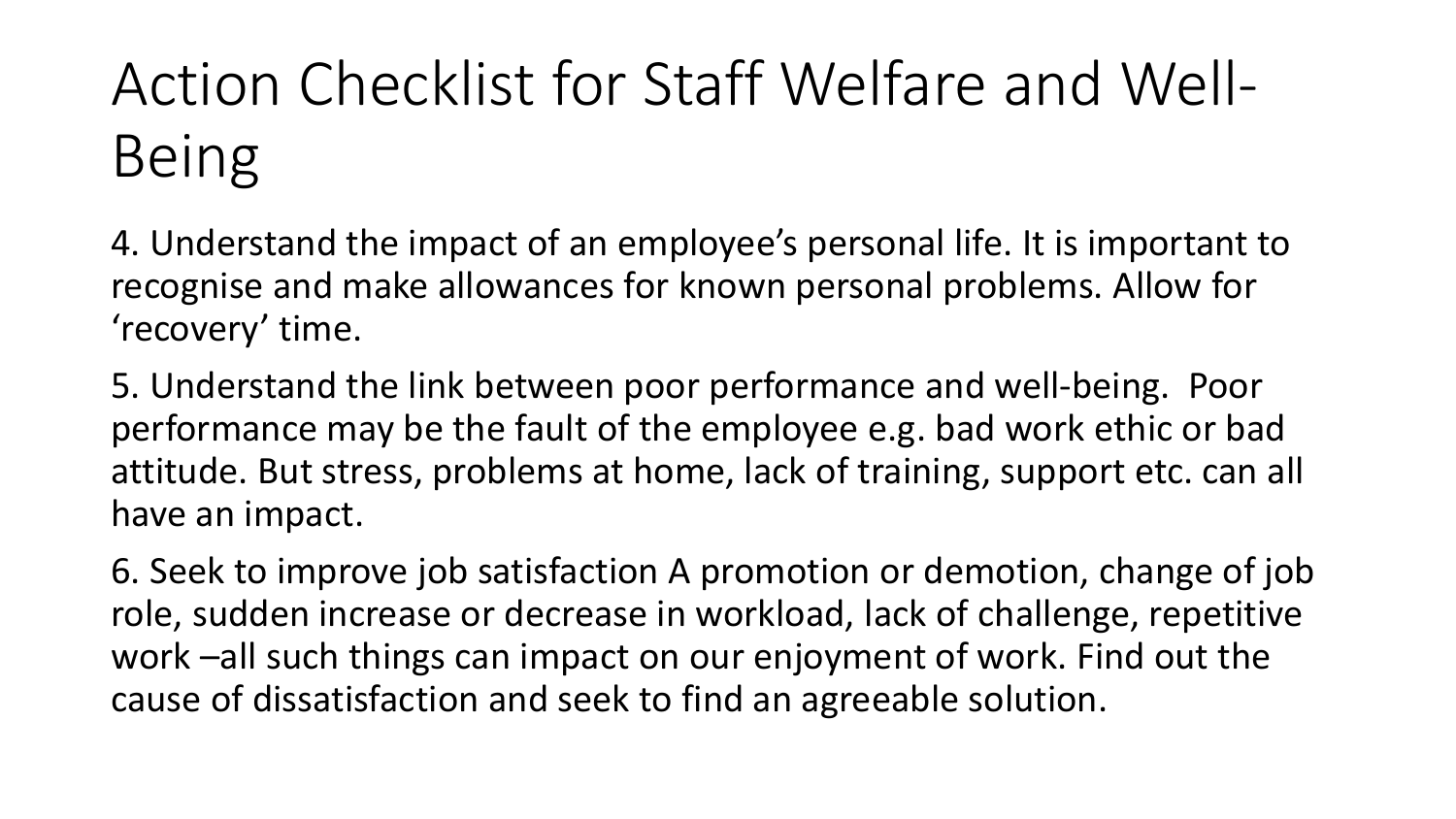# Action Checklist for Staff Welfare and Well-Being

4. Understand the impact of an employee's personal life. It is important to recognise and make allowances for known personal problems. Allow for 'recovery' time.

5. Understand the link between poor performance and well-being. Poor performance may be the fault of the employee e.g. bad work ethic or bad attitude. But stress, problems at home, lack of training, support etc. can all have an impact.

6. Seek to improve job satisfaction A promotion or demotion, change of job role, sudden increase or decrease in workload, lack of challenge, repetitive work –all such things can impact on our enjoyment of work. Find out the cause of dissatisfaction and seek to find an agreeable solution.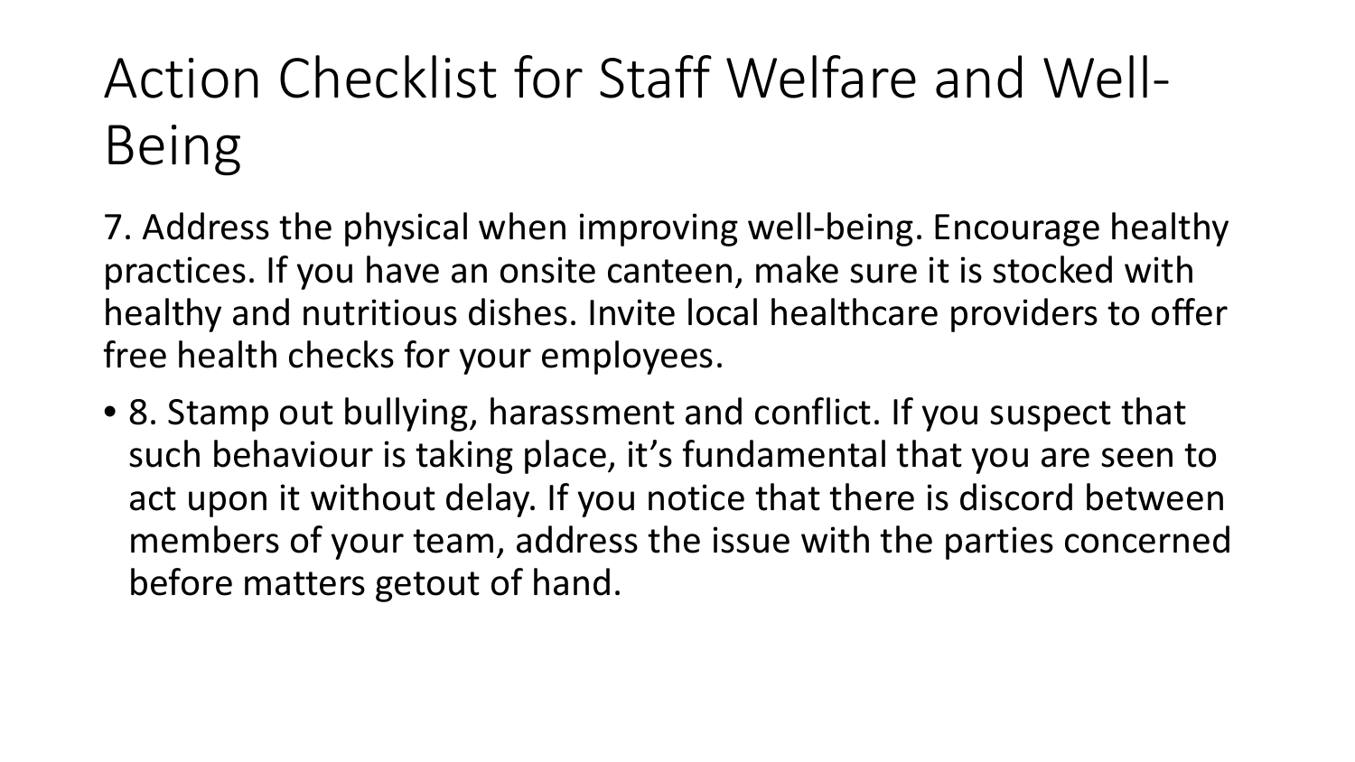# Action Checklist for Staff Welfare and Well-Being

7. Address the physical when improving well-being. Encourage healthy practices. If you have an onsite canteen, make sure it is stocked with healthy and nutritious dishes. Invite local healthcare providers to offer free health checks for your employees.

- 8. Stamp out bullying, harassment and conflict. If you suspect that such behaviour is taking place, it's fundamental that you are seen to act upon it without delay. If you notice that there is discord between members of your team, address the issue with the parties concerned before matters getout of hand.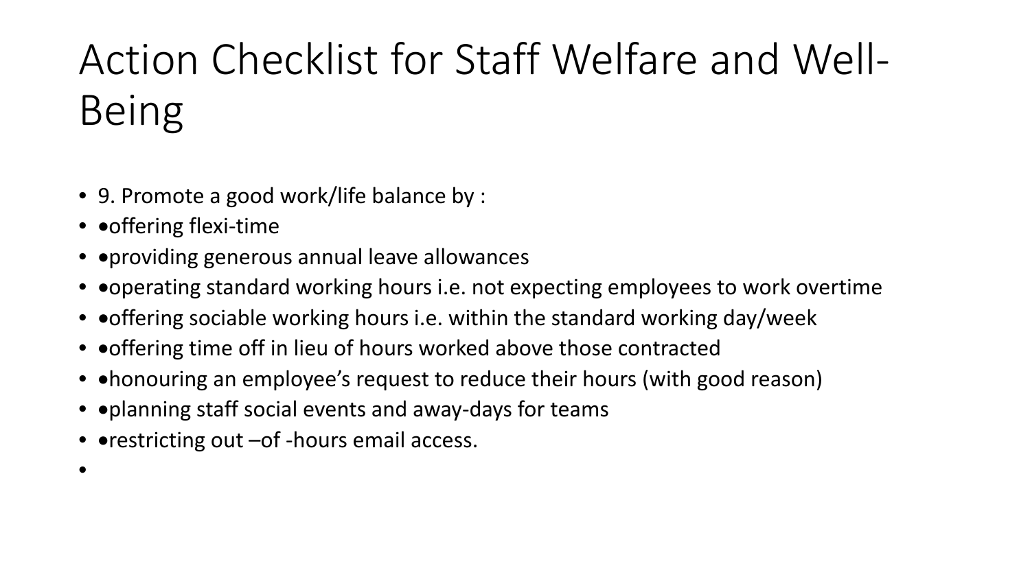# Action Checklist for Staff Welfare and Well-Being

- 9. Promote a good work/life balance by :
- •offering flexi-time
- •providing generous annual leave allowances
- •operating standard working hours i.e. not expecting employees to work overtime
- •offering sociable working hours i.e. within the standard working day/week
- •offering time off in lieu of hours worked above those contracted
- •honouring an employee’s request to reduce their hours (with good reason)
- •planning staff social events and away-days for teams
- •restricting out –of -hours email access.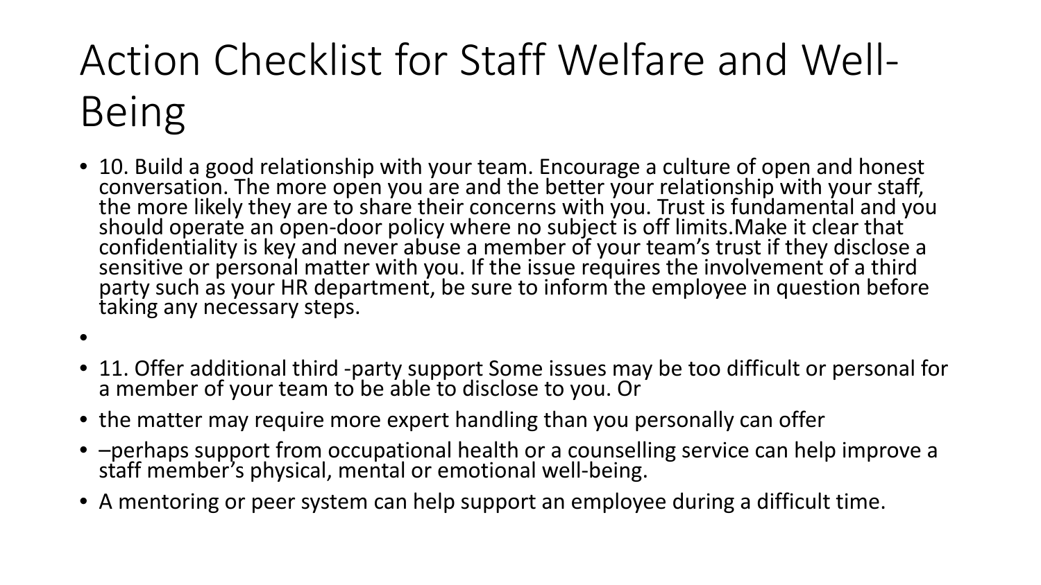# Action Checklist for Staff Welfare and Well-Being

- 10. Build a good relationship with your team. Encourage a culture of open and honest conversation. The more open you are and the better your relationship with your staff, the more likely they are to share their concerns with you. Trust is fundamental and you should operate an open-door policy where no subject is off limits.Make it clear that confidentiality is key and never abuse a member of your team's trust if they disclose a sensitive or personal matter with you. If the issue requires the involvement of a third party such as your HR department, be sure to inform the employee in question before taking any necessary steps.
- 
- 11. Offer additional third -party support Some issues may be too difficult or personal for a member of your team to be able to disclose to you. Or
- the matter may require more expert handling than you personally can offer
- –perhaps support from occupational health or a counselling service can help improve a staff member's physical, mental or emotional well-being.
- A mentoring or peer system can help support an employee during a difficult time.